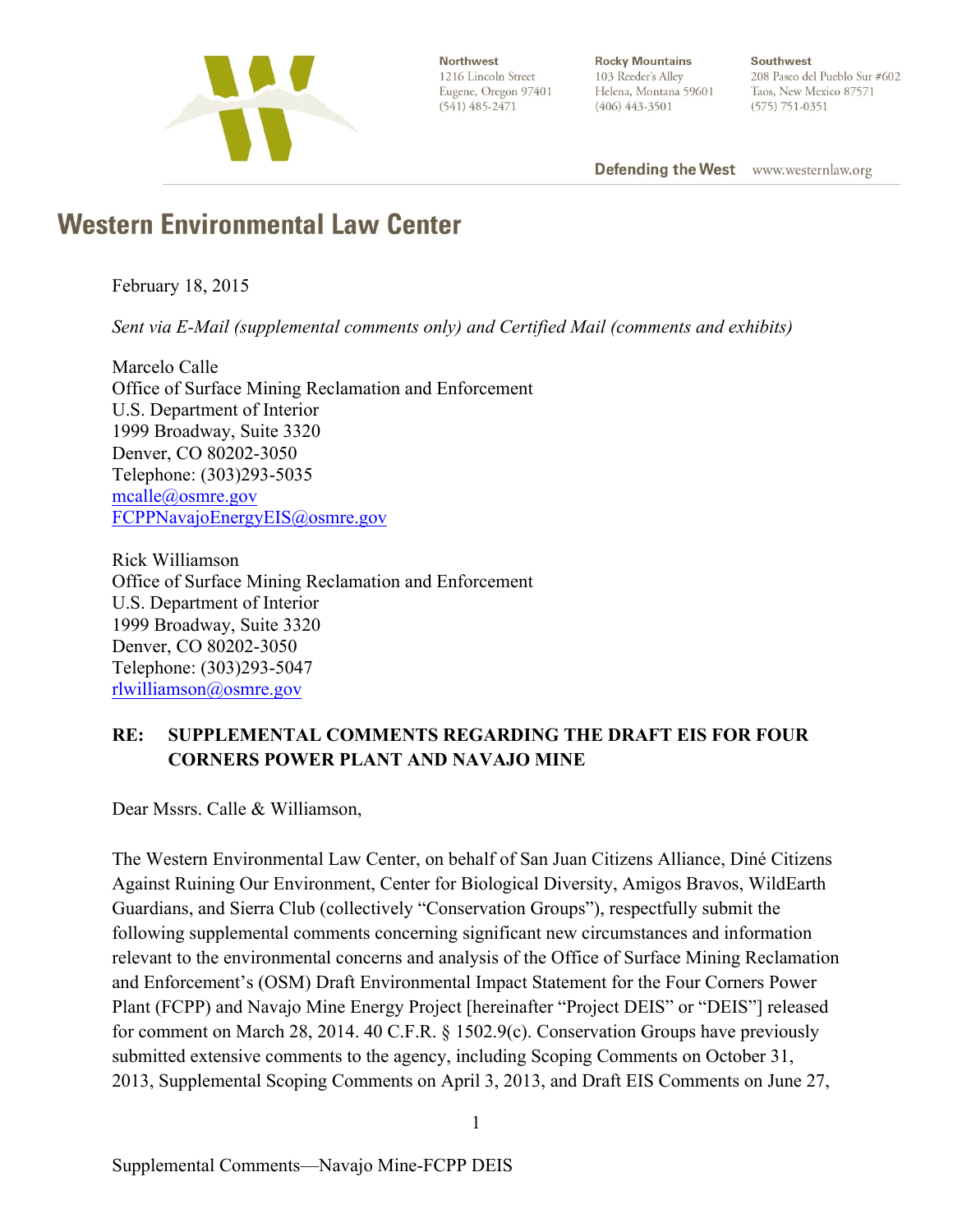Northwest
1216 Lincoln Street
Eugene, Oregon 97401
(541) 485-2471

Rocky Mountains
103 Reeder's Alley
Helena, Montana 59601
(406) 443-3501

Southwest
208 Paseo del Pueblo Sur #602
Taos, New Mexico 87571
(575) 751-0351

**Defending the West** www.westernlaw.org

# Western Environmental Law Center

February 18, 2015

*Sent via E-Mail (supplemental comments only) and Certified Mail (comments and exhibits)*

Marcelo Calle
Office of Surface Mining Reclamation and Enforcement
U.S. Department of Interior
1999 Broadway, Suite 3320
Denver, CO 80202-3050
Telephone: (303)293-5035
mcalle@osmre.gov
FCPPNavajoEnergyEIS@osmre.gov

Rick Williamson
Office of Surface Mining Reclamation and Enforcement
U.S. Department of Interior
1999 Broadway, Suite 3320
Denver, CO 80202-3050
Telephone: (303)293-5047
rlwilliamson@osmre.gov

**RE: SUPPLEMENTAL COMMENTS REGARDING THE DRAFT EIS FOR FOUR CORNERS POWER PLANT AND NAVAJO MINE**

Dear Mssrs. Calle & Williamson,

The Western Environmental Law Center, on behalf of San Juan Citizens Alliance, Diné Citizens Against Ruining Our Environment, Center for Biological Diversity, Amigos Bravos, WildEarth Guardians, and Sierra Club (collectively "Conservation Groups"), respectfully submit the following supplemental comments concerning significant new circumstances and information relevant to the environmental concerns and analysis of the Office of Surface Mining Reclamation and Enforcement's (OSM) Draft Environmental Impact Statement for the Four Corners Power Plant (FCPP) and Navajo Mine Energy Project [hereinafter "Project DEIS" or "DEIS"] released for comment on March 28, 2014. 40 C.F.R. § 1502.9(c). Conservation Groups have previously submitted extensive comments to the agency, including Scoping Comments on October 31, 2013, Supplemental Scoping Comments on April 3, 2013, and Draft EIS Comments on June 27,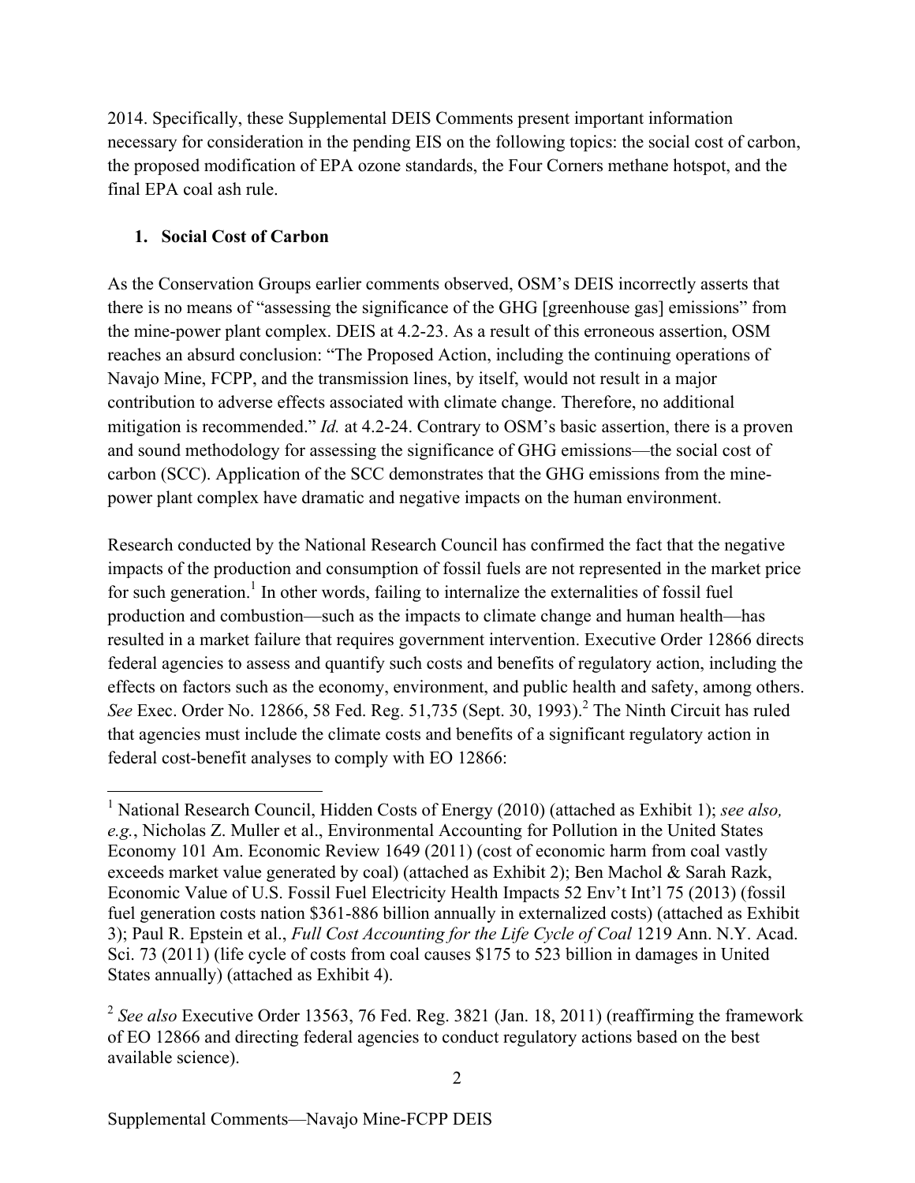2014. Specifically, these Supplemental DEIS Comments present important information necessary for consideration in the pending EIS on the following topics: the social cost of carbon, the proposed modification of EPA ozone standards, the Four Corners methane hotspot, and the final EPA coal ash rule.

## 1. Social Cost of Carbon

As the Conservation Groups earlier comments observed, OSM's DEIS incorrectly asserts that there is no means of "assessing the significance of the GHG [greenhouse gas] emissions" from the mine-power plant complex. DEIS at 4.2-23. As a result of this erroneous assertion, OSM reaches an absurd conclusion: "The Proposed Action, including the continuing operations of Navajo Mine, FCPP, and the transmission lines, by itself, would not result in a major contribution to adverse effects associated with climate change. Therefore, no additional mitigation is recommended." *Id.* at 4.2-24. Contrary to OSM's basic assertion, there is a proven and sound methodology for assessing the significance of GHG emissions—the social cost of carbon (SCC). Application of the SCC demonstrates that the GHG emissions from the mine-power plant complex have dramatic and negative impacts on the human environment.

Research conducted by the National Research Council has confirmed the fact that the negative impacts of the production and consumption of fossil fuels are not represented in the market price for such generation.[1] In other words, failing to internalize the externalities of fossil fuel production and combustion—such as the impacts to climate change and human health—has resulted in a market failure that requires government intervention. Executive Order 12866 directs federal agencies to assess and quantify such costs and benefits of regulatory action, including the effects on factors such as the economy, environment, and public health and safety, among others. *See* Exec. Order No. 12866, 58 Fed. Reg. 51,735 (Sept. 30, 1993).[2] The Ninth Circuit has ruled that agencies must include the climate costs and benefits of a significant regulatory action in federal cost-benefit analyses to comply with EO 12866:

---

[1] National Research Council, Hidden Costs of Energy (2010) (attached as Exhibit 1); *see also, e.g.*, Nicholas Z. Muller et al., Environmental Accounting for Pollution in the United States Economy 101 Am. Economic Review 1649 (2011) (cost of economic harm from coal vastly exceeds market value generated by coal) (attached as Exhibit 2); Ben Machol & Sarah Razk, Economic Value of U.S. Fossil Fuel Electricity Health Impacts 52 Env't Int'l 75 (2013) (fossil fuel generation costs nation $361-886 billion annually in externalized costs) (attached as Exhibit 3); Paul R. Epstein et al., *Full Cost Accounting for the Life Cycle of Coal* 1219 Ann. N.Y. Acad. Sci. 73 (2011) (life cycle of costs from coal causes $175 to 523 billion in damages in United States annually) (attached as Exhibit 4).

[2] *See also* Executive Order 13563, 76 Fed. Reg. 3821 (Jan. 18, 2011) (reaffirming the framework of EO 12866 and directing federal agencies to conduct regulatory actions based on the best available science).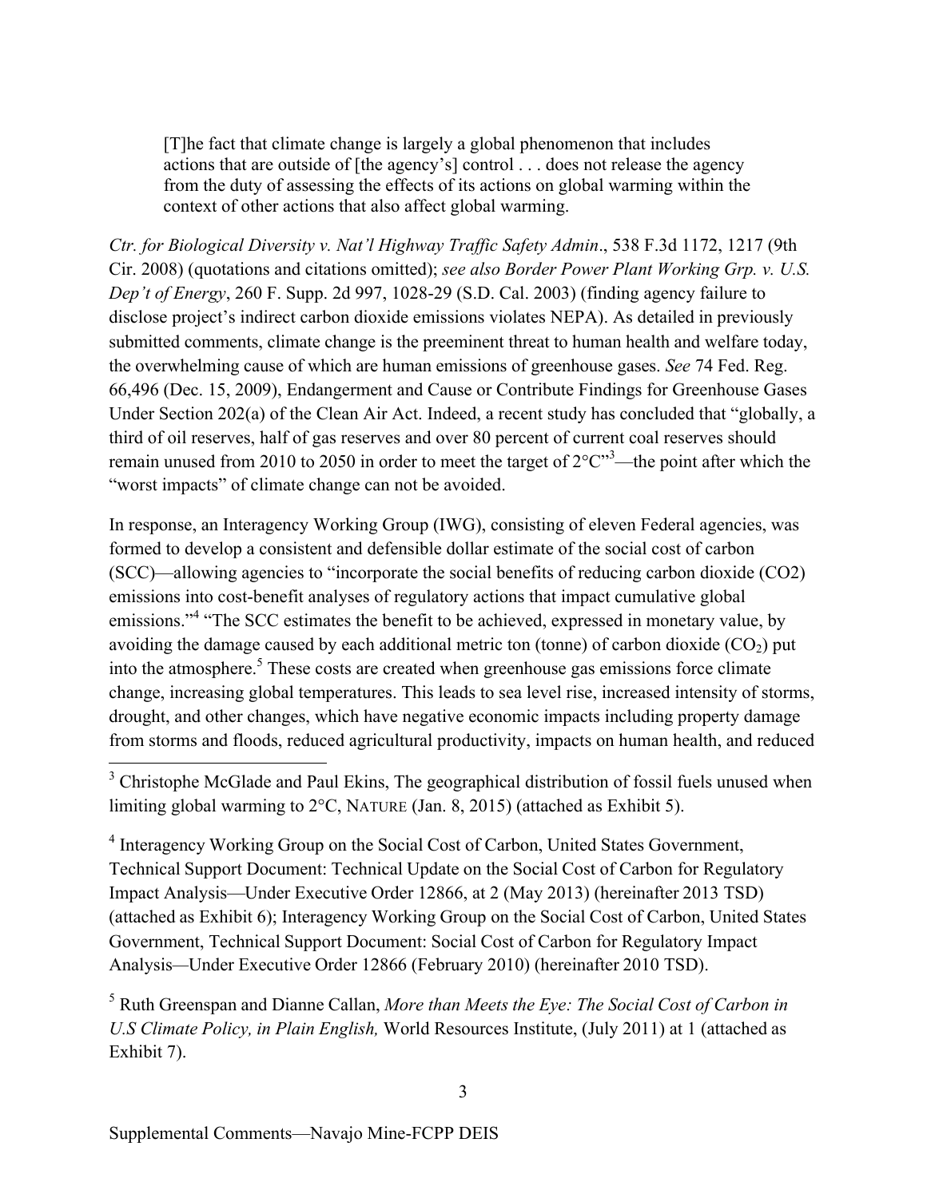> [T]he fact that climate change is largely a global phenomenon that includes actions that are outside of [the agency's] control . . . does not release the agency from the duty of assessing the effects of its actions on global warming within the context of other actions that also affect global warming.

*Ctr. for Biological Diversity v. Nat'l Highway Traffic Safety Admin*., 538 F.3d 1172, 1217 (9th Cir. 2008) (quotations and citations omitted); *see also Border Power Plant Working Grp. v. U.S. Dep't of Energy*, 260 F. Supp. 2d 997, 1028-29 (S.D. Cal. 2003) (finding agency failure to disclose project's indirect carbon dioxide emissions violates NEPA). As detailed in previously submitted comments, climate change is the preeminent threat to human health and welfare today, the overwhelming cause of which are human emissions of greenhouse gases. *See* 74 Fed. Reg. 66,496 (Dec. 15, 2009), Endangerment and Cause or Contribute Findings for Greenhouse Gases Under Section 202(a) of the Clean Air Act. Indeed, a recent study has concluded that "globally, a third of oil reserves, half of gas reserves and over 80 percent of current coal reserves should remain unused from 2010 to 2050 in order to meet the target of 2°C"[3]—the point after which the "worst impacts" of climate change can not be avoided.

In response, an Interagency Working Group (IWG), consisting of eleven Federal agencies, was formed to develop a consistent and defensible dollar estimate of the social cost of carbon (SCC)—allowing agencies to "incorporate the social benefits of reducing carbon dioxide (CO2) emissions into cost-benefit analyses of regulatory actions that impact cumulative global emissions."[4] "The SCC estimates the benefit to be achieved, expressed in monetary value, by avoiding the damage caused by each additional metric ton (tonne) of carbon dioxide ($CO_2$) put into the atmosphere.[5] These costs are created when greenhouse gas emissions force climate change, increasing global temperatures. This leads to sea level rise, increased intensity of storms, drought, and other changes, which have negative economic impacts including property damage from storms and floods, reduced agricultural productivity, impacts on human health, and reduced

---

[3] Christophe McGlade and Paul Ekins, The geographical distribution of fossil fuels unused when limiting global warming to 2°C, NATURE (Jan. 8, 2015) (attached as Exhibit 5).

[4] Interagency Working Group on the Social Cost of Carbon, United States Government, Technical Support Document: Technical Update on the Social Cost of Carbon for Regulatory Impact Analysis—Under Executive Order 12866, at 2 (May 2013) (hereinafter 2013 TSD) (attached as Exhibit 6); Interagency Working Group on the Social Cost of Carbon, United States Government, Technical Support Document: Social Cost of Carbon for Regulatory Impact Analysis—Under Executive Order 12866 (February 2010) (hereinafter 2010 TSD).

[5] Ruth Greenspan and Dianne Callan, *More than Meets the Eye: The Social Cost of Carbon in U.S Climate Policy, in Plain English,* World Resources Institute, (July 2011) at 1 (attached as Exhibit 7).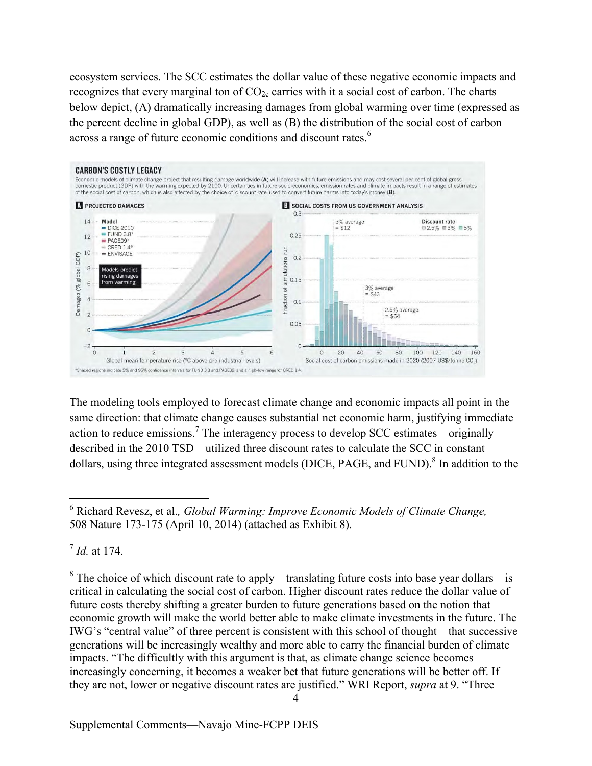ecosystem services. The SCC estimates the dollar value of these negative economic impacts and recognizes that every marginal ton of $CO_{2e}$ carries with it a social cost of carbon. The charts below depict, (A) dramatically increasing damages from global warming over time (expressed as the percent decline in global GDP), as well as (B) the distribution of the social cost of carbon across a range of future economic conditions and discount rates.[6]

**CARBON'S COSTLY LEGACY**

Economic models of climate change project that resulting damage worldwide (A) will increase with future emissions and may cost several per cent of global gross domestic product (GDP) with the warming expected by 2100. Uncertainties in future socio-economics, emission rates and climate impacts result in a range of estimates of the social cost of carbon, which is also affected by the choice of 'discount rate' used to convert future harms into today's money (B).

**A PROJECTED DAMAGES**

**B SOCIAL COSTS FROM US GOVERNMENT ANALYSIS**

*Shaded regions indicate 5% and 95% confidence intervals for FUND 3.8 and PAGE09, and a high-low range for CRED 1.4.

The modeling tools employed to forecast climate change and economic impacts all point in the same direction: that climate change causes substantial net economic harm, justifying immediate action to reduce emissions.[7] The interagency process to develop SCC estimates—originally described in the 2010 TSD—utilized three discount rates to calculate the SCC in constant dollars, using three integrated assessment models (DICE, PAGE, and FUND).[8] In addition to the

---

[6] Richard Revesz, et al., *Global Warming: Improve Economic Models of Climate Change,* 508 Nature 173-175 (April 10, 2014) (attached as Exhibit 8).

[7] *Id.* at 174.

[8] The choice of which discount rate to apply—translating future costs into base year dollars—is critical in calculating the social cost of carbon. Higher discount rates reduce the dollar value of future costs thereby shifting a greater burden to future generations based on the notion that economic growth will make the world better able to make climate investments in the future. The IWG's "central value" of three percent is consistent with this school of thought—that successive generations will be increasingly wealthy and more able to carry the financial burden of climate impacts. "The difficultly with this argument is that, as climate change science becomes increasingly concerning, it becomes a weaker bet that future generations will be better off. If they are not, lower or negative discount rates are justified." WRI Report, *supra* at 9. "Three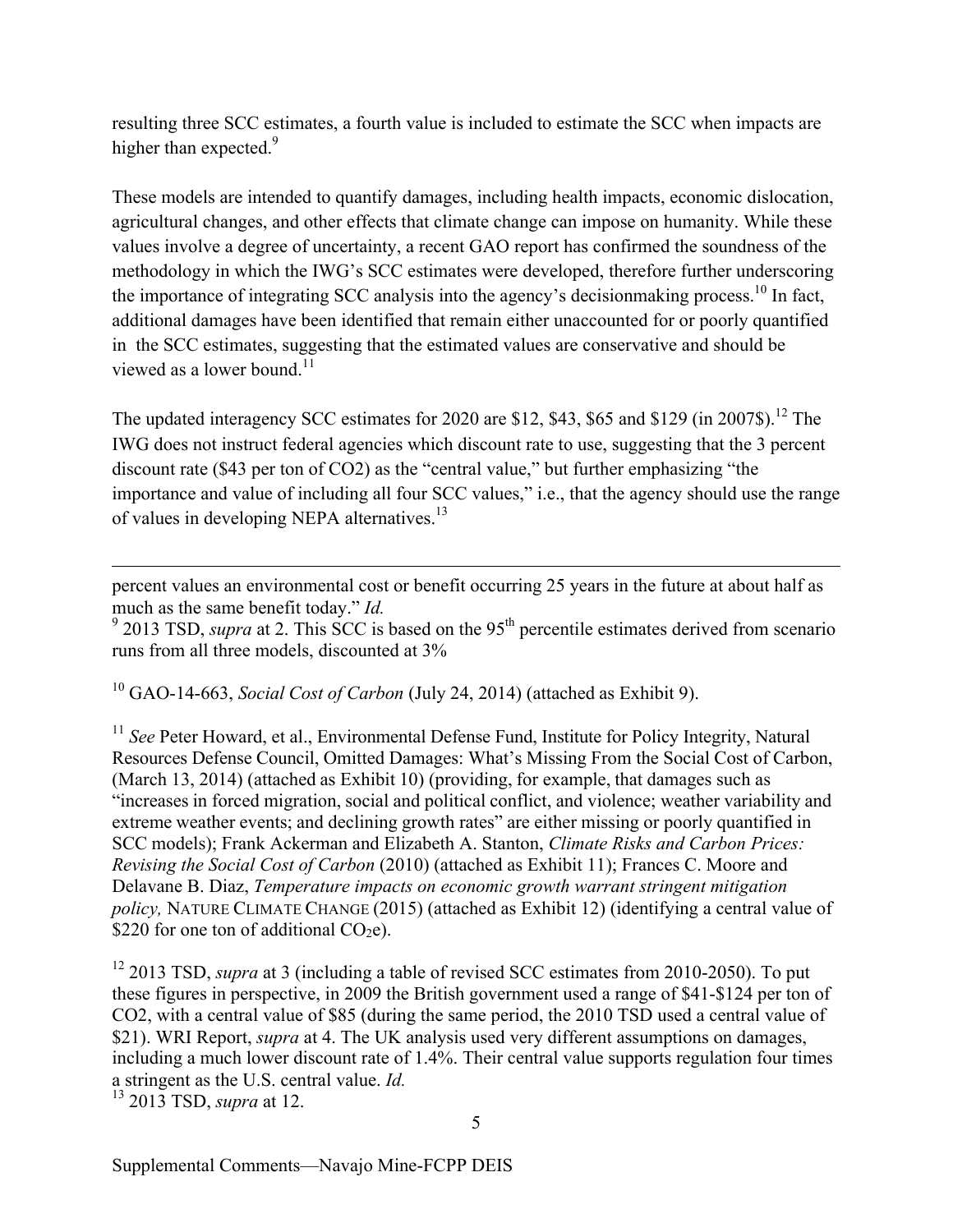resulting three SCC estimates, a fourth value is included to estimate the SCC when impacts are higher than expected.[9]

These models are intended to quantify damages, including health impacts, economic dislocation, agricultural changes, and other effects that climate change can impose on humanity. While these values involve a degree of uncertainty, a recent GAO report has confirmed the soundness of the methodology in which the IWG's SCC estimates were developed, therefore further underscoring the importance of integrating SCC analysis into the agency's decisionmaking process.[10] In fact, additional damages have been identified that remain either unaccounted for or poorly quantified in the SCC estimates, suggesting that the estimated values are conservative and should be viewed as a lower bound.[11]

The updated interagency SCC estimates for 2020 are $12, $43, $65 and $129 (in 2007$).[12] The IWG does not instruct federal agencies which discount rate to use, suggesting that the 3 percent discount rate ($43 per ton of CO2) as the "central value," but further emphasizing "the importance and value of including all four SCC values," i.e., that the agency should use the range of values in developing NEPA alternatives.[13]

---

percent values an environmental cost or benefit occurring 25 years in the future at about half as much as the same benefit today." *Id.*

[9] 2013 TSD, *supra* at 2. This SCC is based on the 95th percentile estimates derived from scenario runs from all three models, discounted at 3%

[10] GAO-14-663, *Social Cost of Carbon* (July 24, 2014) (attached as Exhibit 9).

[11] *See* Peter Howard, et al., Environmental Defense Fund, Institute for Policy Integrity, Natural Resources Defense Council, Omitted Damages: What's Missing From the Social Cost of Carbon, (March 13, 2014) (attached as Exhibit 10) (providing, for example, that damages such as "increases in forced migration, social and political conflict, and violence; weather variability and extreme weather events; and declining growth rates" are either missing or poorly quantified in SCC models); Frank Ackerman and Elizabeth A. Stanton, *Climate Risks and Carbon Prices: Revising the Social Cost of Carbon* (2010) (attached as Exhibit 11); Frances C. Moore and Delavane B. Diaz, *Temperature impacts on economic growth warrant stringent mitigation policy,* NATURE CLIMATE CHANGE (2015) (attached as Exhibit 12) (identifying a central value of $220 for one ton of additional $CO_2$e).

[12] 2013 TSD, *supra* at 3 (including a table of revised SCC estimates from 2010-2050). To put these figures in perspective, in 2009 the British government used a range of $41-$124 per ton of CO2, with a central value of $85 (during the same period, the 2010 TSD used a central value of $21). WRI Report, *supra* at 4. The UK analysis used very different assumptions on damages, including a much lower discount rate of 1.4%. Their central value supports regulation four times a stringent as the U.S. central value. *Id.*

[13] 2013 TSD, *supra* at 12.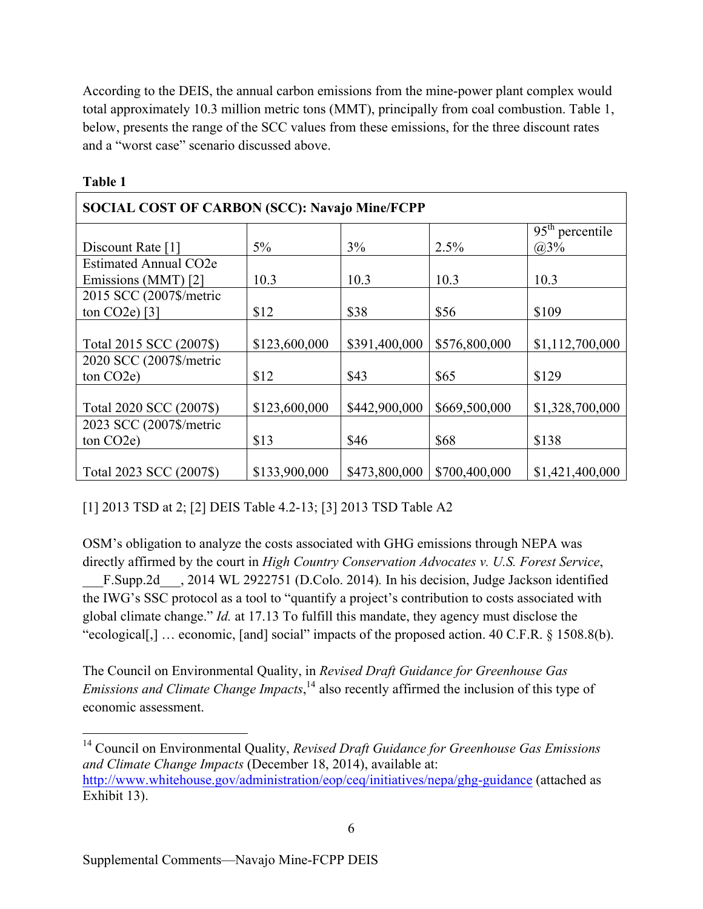According to the DEIS, the annual carbon emissions from the mine-power plant complex would total approximately 10.3 million metric tons (MMT), principally from coal combustion. Table 1, below, presents the range of the SCC values from these emissions, for the three discount rates and a "worst case" scenario discussed above.

**Table 1**

| **SOCIAL COST OF CARBON (SCC): Navajo Mine/FCPP** | | | | |
|---|---|---|---|---|
| Discount Rate [1] | 5% | 3% | 2.5% | 95th percentile @3% |
| Estimated Annual CO2e Emissions (MMT) [2] | 10.3 | 10.3 | 10.3 | 10.3 |
| 2015 SCC (2007$/metric ton CO2e) [3] | $12 | $38 | $56 | $109 |
| Total 2015 SCC (2007$) | $123,600,000 | $391,400,000 | $576,800,000 | $1,112,700,000 |
| 2020 SCC (2007$/metric ton CO2e) | $12 | $43 | $65 | $129 |
| Total 2020 SCC (2007$) | $123,600,000 | $442,900,000 | $669,500,000 | $1,328,700,000 |
| 2023 SCC (2007$/metric ton CO2e) | $13 | $46 | $68 | $138 |
| Total 2023 SCC (2007$) | $133,900,000 | $473,800,000 | $700,400,000 | $1,421,400,000 |

[1] 2013 TSD at 2; [2] DEIS Table 4.2-13; [3] 2013 TSD Table A2

OSM's obligation to analyze the costs associated with GHG emissions through NEPA was directly affirmed by the court in *High Country Conservation Advocates v. U.S. Forest Service*, ___F.Supp.2d___, 2014 WL 2922751 (D.Colo. 2014). In his decision, Judge Jackson identified the IWG's SSC protocol as a tool to "quantify a project's contribution to costs associated with global climate change." *Id.* at 17.[13] To fulfill this mandate, they agency must disclose the "ecological[,] … economic, [and] social" impacts of the proposed action. 40 C.F.R. § 1508.8(b).

The Council on Environmental Quality, in *Revised Draft Guidance for Greenhouse Gas Emissions and Climate Change Impacts*,[14] also recently affirmed the inclusion of this type of economic assessment.

---

[14] Council on Environmental Quality, *Revised Draft Guidance for Greenhouse Gas Emissions and Climate Change Impacts* (December 18, 2014), available at: http://www.whitehouse.gov/administration/eop/ceq/initiatives/nepa/ghg-guidance (attached as Exhibit 13).

Supplemental Comments—Navajo Mine-FCPP DEIS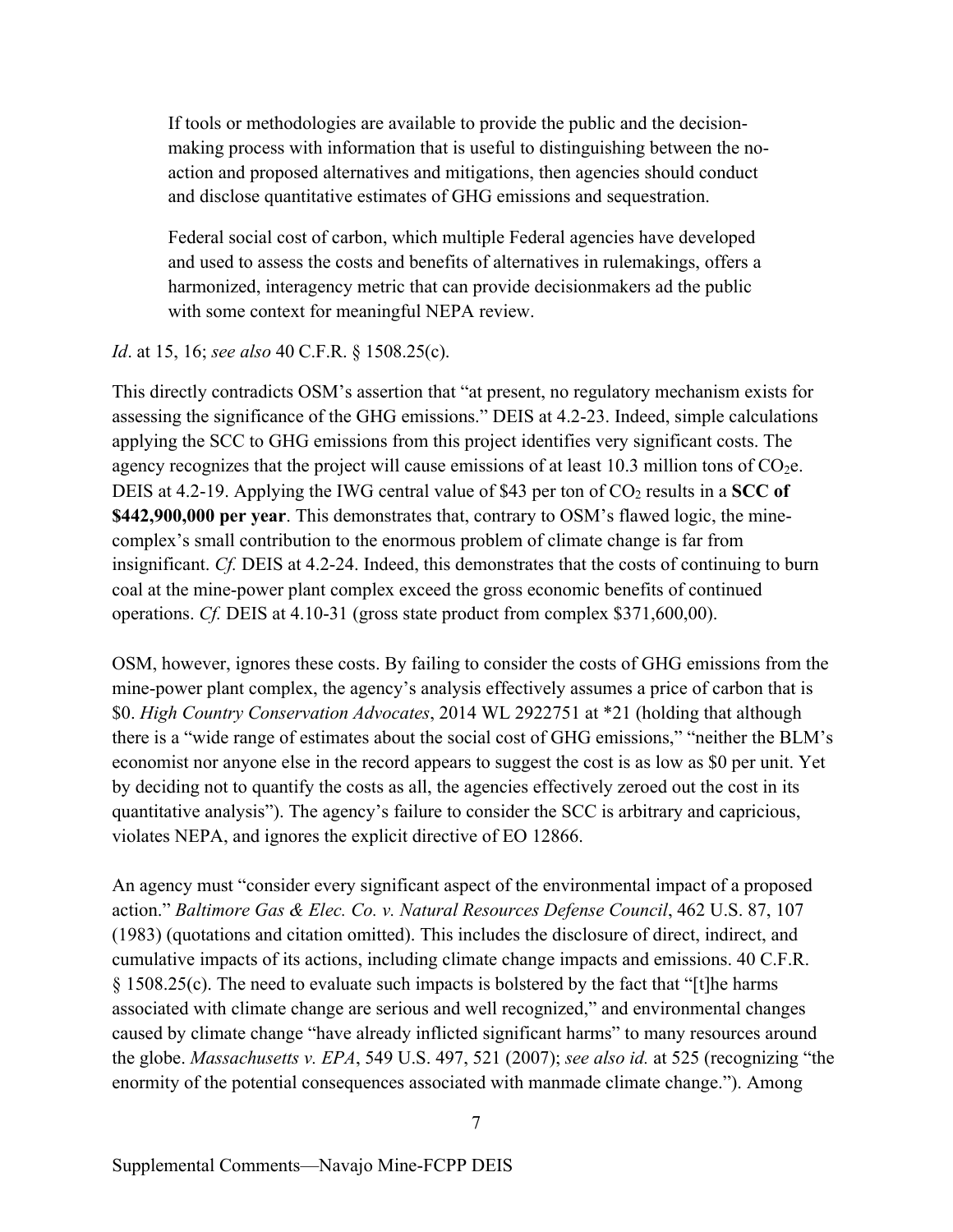> If tools or methodologies are available to provide the public and the decision-making process with information that is useful to distinguishing between the no-action and proposed alternatives and mitigations, then agencies should conduct and disclose quantitative estimates of GHG emissions and sequestration.
>
> Federal social cost of carbon, which multiple Federal agencies have developed and used to assess the costs and benefits of alternatives in rulemakings, offers a harmonized, interagency metric that can provide decisionmakers ad the public with some context for meaningful NEPA review.

*Id*. at 15, 16; *see also* 40 C.F.R. § 1508.25(c).

This directly contradicts OSM's assertion that "at present, no regulatory mechanism exists for assessing the significance of the GHG emissions." DEIS at 4.2-23. Indeed, simple calculations applying the SCC to GHG emissions from this project identifies very significant costs. The agency recognizes that the project will cause emissions of at least 10.3 million tons of $CO_2e$. DEIS at 4.2-19. Applying the IWG central value of $43 per ton of $CO_2$ results in a **SCC of $442,900,000 per year**. This demonstrates that, contrary to OSM's flawed logic, the mine-complex's small contribution to the enormous problem of climate change is far from insignificant. *Cf.* DEIS at 4.2-24. Indeed, this demonstrates that the costs of continuing to burn coal at the mine-power plant complex exceed the gross economic benefits of continued operations. *Cf.* DEIS at 4.10-31 (gross state product from complex $371,600,00).

OSM, however, ignores these costs. By failing to consider the costs of GHG emissions from the mine-power plant complex, the agency's analysis effectively assumes a price of carbon that is $0. *High Country Conservation Advocates*, 2014 WL 2922751 at *21 (holding that although there is a "wide range of estimates about the social cost of GHG emissions," "neither the BLM's economist nor anyone else in the record appears to suggest the cost is as low as $0 per unit. Yet by deciding not to quantify the costs as all, the agencies effectively zeroed out the cost in its quantitative analysis"). The agency's failure to consider the SCC is arbitrary and capricious, violates NEPA, and ignores the explicit directive of EO 12866.

An agency must "consider every significant aspect of the environmental impact of a proposed action." *Baltimore Gas & Elec. Co. v. Natural Resources Defense Council*, 462 U.S. 87, 107 (1983) (quotations and citation omitted). This includes the disclosure of direct, indirect, and cumulative impacts of its actions, including climate change impacts and emissions. 40 C.F.R. § 1508.25(c). The need to evaluate such impacts is bolstered by the fact that "[t]he harms associated with climate change are serious and well recognized," and environmental changes caused by climate change "have already inflicted significant harms" to many resources around the globe. *Massachusetts v. EPA*, 549 U.S. 497, 521 (2007); *see also id.* at 525 (recognizing "the enormity of the potential consequences associated with manmade climate change."). Among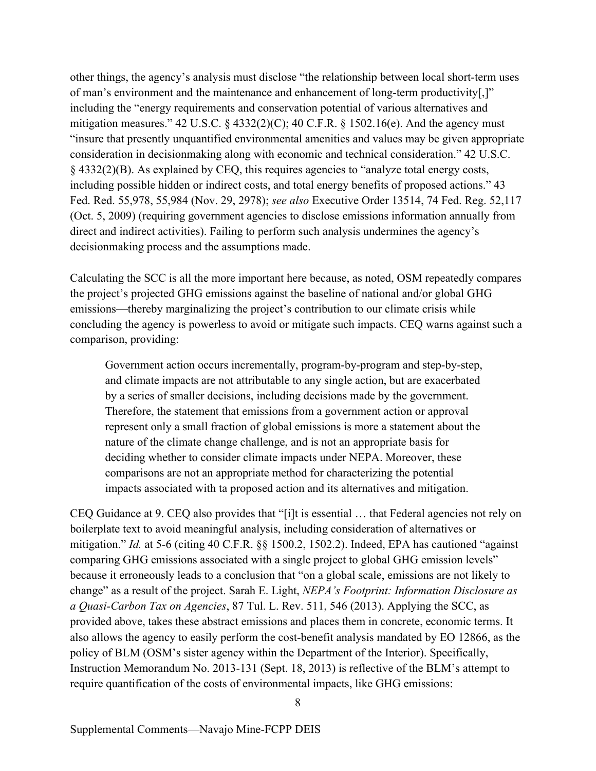other things, the agency's analysis must disclose "the relationship between local short-term uses of man's environment and the maintenance and enhancement of long-term productivity[,]" including the "energy requirements and conservation potential of various alternatives and mitigation measures." 42 U.S.C. § 4332(2)(C); 40 C.F.R. § 1502.16(e). And the agency must "insure that presently unquantified environmental amenities and values may be given appropriate consideration in decisionmaking along with economic and technical consideration." 42 U.S.C. § 4332(2)(B). As explained by CEQ, this requires agencies to "analyze total energy costs, including possible hidden or indirect costs, and total energy benefits of proposed actions." 43 Fed. Red. 55,978, 55,984 (Nov. 29, 2978); *see also* Executive Order 13514, 74 Fed. Reg. 52,117 (Oct. 5, 2009) (requiring government agencies to disclose emissions information annually from direct and indirect activities). Failing to perform such analysis undermines the agency's decisionmaking process and the assumptions made.

Calculating the SCC is all the more important here because, as noted, OSM repeatedly compares the project's projected GHG emissions against the baseline of national and/or global GHG emissions—thereby marginalizing the project's contribution to our climate crisis while concluding the agency is powerless to avoid or mitigate such impacts. CEQ warns against such a comparison, providing:

> Government action occurs incrementally, program-by-program and step-by-step, and climate impacts are not attributable to any single action, but are exacerbated by a series of smaller decisions, including decisions made by the government. Therefore, the statement that emissions from a government action or approval represent only a small fraction of global emissions is more a statement about the nature of the climate change challenge, and is not an appropriate basis for deciding whether to consider climate impacts under NEPA. Moreover, these comparisons are not an appropriate method for characterizing the potential impacts associated with ta proposed action and its alternatives and mitigation.

CEQ Guidance at 9. CEQ also provides that "[i]t is essential … that Federal agencies not rely on boilerplate text to avoid meaningful analysis, including consideration of alternatives or mitigation." *Id.* at 5-6 (citing 40 C.F.R. §§ 1500.2, 1502.2). Indeed, EPA has cautioned "against comparing GHG emissions associated with a single project to global GHG emission levels" because it erroneously leads to a conclusion that "on a global scale, emissions are not likely to change" as a result of the project. Sarah E. Light, *NEPA's Footprint: Information Disclosure as a Quasi-Carbon Tax on Agencies*, 87 Tul. L. Rev. 511, 546 (2013). Applying the SCC, as provided above, takes these abstract emissions and places them in concrete, economic terms. It also allows the agency to easily perform the cost-benefit analysis mandated by EO 12866, as the policy of BLM (OSM's sister agency within the Department of the Interior). Specifically, Instruction Memorandum No. 2013-131 (Sept. 18, 2013) is reflective of the BLM's attempt to require quantification of the costs of environmental impacts, like GHG emissions: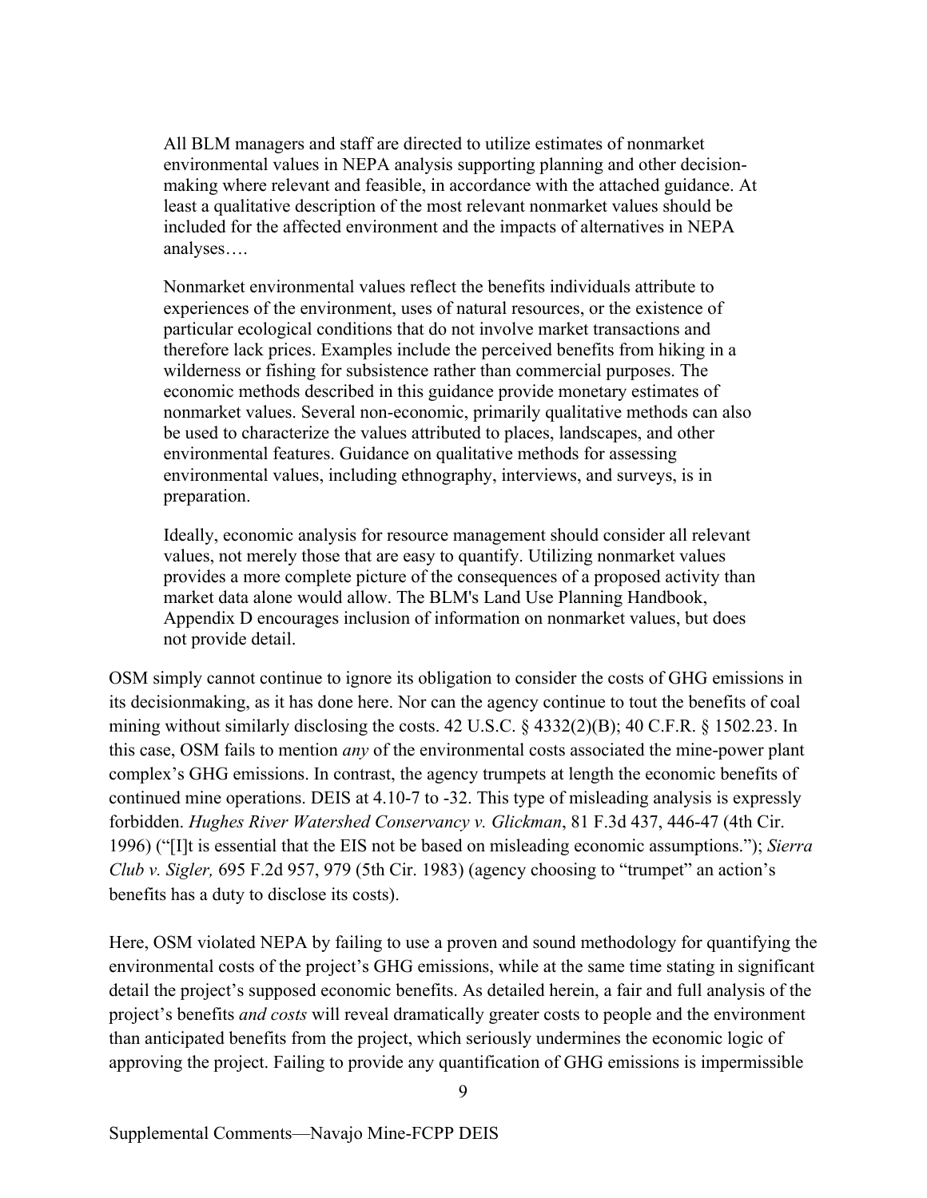> All BLM managers and staff are directed to utilize estimates of nonmarket environmental values in NEPA analysis supporting planning and other decision-making where relevant and feasible, in accordance with the attached guidance. At least a qualitative description of the most relevant nonmarket values should be included for the affected environment and the impacts of alternatives in NEPA analyses….
>
> Nonmarket environmental values reflect the benefits individuals attribute to experiences of the environment, uses of natural resources, or the existence of particular ecological conditions that do not involve market transactions and therefore lack prices. Examples include the perceived benefits from hiking in a wilderness or fishing for subsistence rather than commercial purposes. The economic methods described in this guidance provide monetary estimates of nonmarket values. Several non-economic, primarily qualitative methods can also be used to characterize the values attributed to places, landscapes, and other environmental features. Guidance on qualitative methods for assessing environmental values, including ethnography, interviews, and surveys, is in preparation.
>
> Ideally, economic analysis for resource management should consider all relevant values, not merely those that are easy to quantify. Utilizing nonmarket values provides a more complete picture of the consequences of a proposed activity than market data alone would allow. The BLM's Land Use Planning Handbook, Appendix D encourages inclusion of information on nonmarket values, but does not provide detail.

OSM simply cannot continue to ignore its obligation to consider the costs of GHG emissions in its decisionmaking, as it has done here. Nor can the agency continue to tout the benefits of coal mining without similarly disclosing the costs. 42 U.S.C. § 4332(2)(B); 40 C.F.R. § 1502.23. In this case, OSM fails to mention *any* of the environmental costs associated the mine-power plant complex's GHG emissions. In contrast, the agency trumpets at length the economic benefits of continued mine operations. DEIS at 4.10-7 to -32. This type of misleading analysis is expressly forbidden. *Hughes River Watershed Conservancy v. Glickman*, 81 F.3d 437, 446-47 (4th Cir. 1996) ("[I]t is essential that the EIS not be based on misleading economic assumptions."); *Sierra Club v. Sigler,* 695 F.2d 957, 979 (5th Cir. 1983) (agency choosing to "trumpet" an action's benefits has a duty to disclose its costs).

Here, OSM violated NEPA by failing to use a proven and sound methodology for quantifying the environmental costs of the project's GHG emissions, while at the same time stating in significant detail the project's supposed economic benefits. As detailed herein, a fair and full analysis of the project's benefits *and costs* will reveal dramatically greater costs to people and the environment than anticipated benefits from the project, which seriously undermines the economic logic of approving the project. Failing to provide any quantification of GHG emissions is impermissible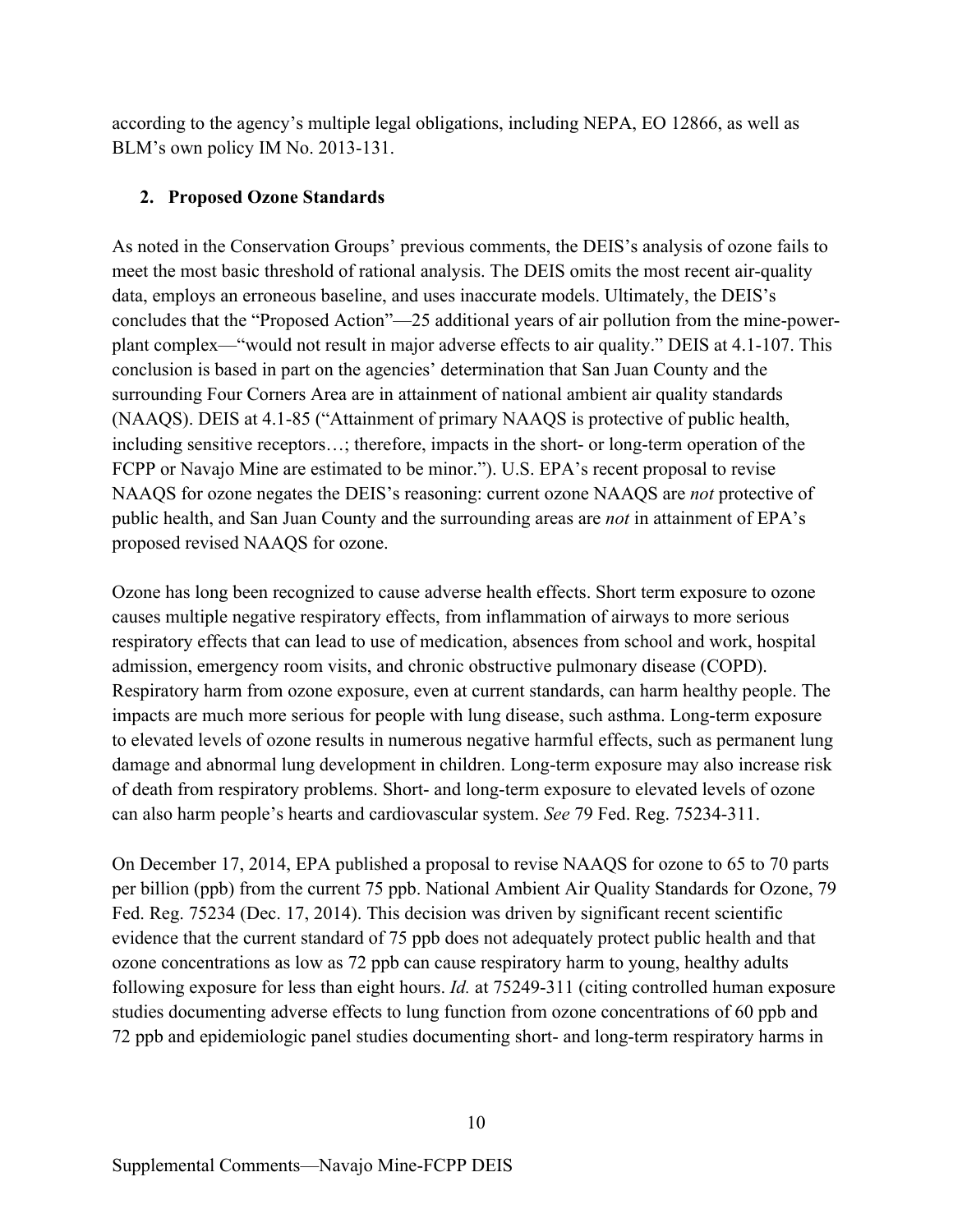according to the agency's multiple legal obligations, including NEPA, EO 12866, as well as BLM's own policy IM No. 2013-131.

## 2. Proposed Ozone Standards

As noted in the Conservation Groups' previous comments, the DEIS's analysis of ozone fails to meet the most basic threshold of rational analysis. The DEIS omits the most recent air-quality data, employs an erroneous baseline, and uses inaccurate models. Ultimately, the DEIS's concludes that the "Proposed Action"—25 additional years of air pollution from the mine-power-plant complex—"would not result in major adverse effects to air quality." DEIS at 4.1-107. This conclusion is based in part on the agencies' determination that San Juan County and the surrounding Four Corners Area are in attainment of national ambient air quality standards (NAAQS). DEIS at 4.1-85 ("Attainment of primary NAAQS is protective of public health, including sensitive receptors…; therefore, impacts in the short- or long-term operation of the FCPP or Navajo Mine are estimated to be minor."). U.S. EPA's recent proposal to revise NAAQS for ozone negates the DEIS's reasoning: current ozone NAAQS are *not* protective of public health, and San Juan County and the surrounding areas are *not* in attainment of EPA's proposed revised NAAQS for ozone.

Ozone has long been recognized to cause adverse health effects. Short term exposure to ozone causes multiple negative respiratory effects, from inflammation of airways to more serious respiratory effects that can lead to use of medication, absences from school and work, hospital admission, emergency room visits, and chronic obstructive pulmonary disease (COPD). Respiratory harm from ozone exposure, even at current standards, can harm healthy people. The impacts are much more serious for people with lung disease, such asthma. Long-term exposure to elevated levels of ozone results in numerous negative harmful effects, such as permanent lung damage and abnormal lung development in children. Long-term exposure may also increase risk of death from respiratory problems. Short- and long-term exposure to elevated levels of ozone can also harm people's hearts and cardiovascular system. *See* 79 Fed. Reg. 75234-311.

On December 17, 2014, EPA published a proposal to revise NAAQS for ozone to 65 to 70 parts per billion (ppb) from the current 75 ppb. National Ambient Air Quality Standards for Ozone, 79 Fed. Reg. 75234 (Dec. 17, 2014). This decision was driven by significant recent scientific evidence that the current standard of 75 ppb does not adequately protect public health and that ozone concentrations as low as 72 ppb can cause respiratory harm to young, healthy adults following exposure for less than eight hours. *Id.* at 75249-311 (citing controlled human exposure studies documenting adverse effects to lung function from ozone concentrations of 60 ppb and 72 ppb and epidemiologic panel studies documenting short- and long-term respiratory harms in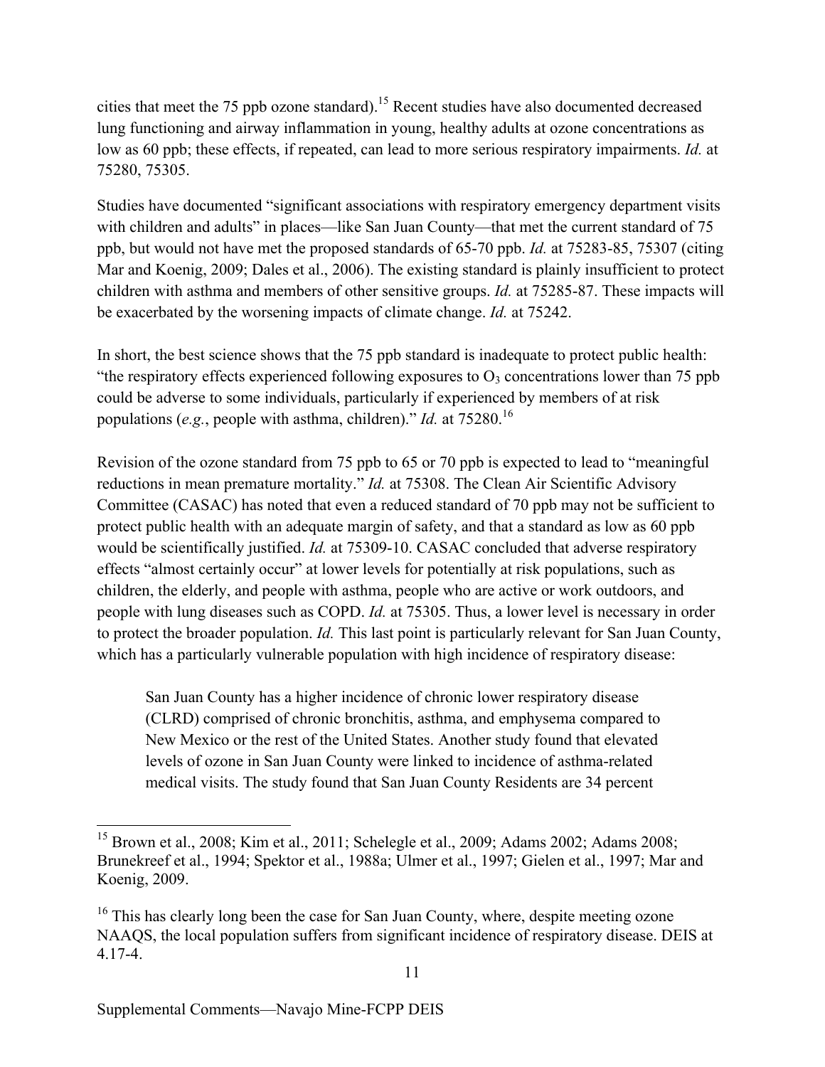cities that meet the 75 ppb ozone standard).[15] Recent studies have also documented decreased lung functioning and airway inflammation in young, healthy adults at ozone concentrations as low as 60 ppb; these effects, if repeated, can lead to more serious respiratory impairments. *Id.* at 75280, 75305.

Studies have documented "significant associations with respiratory emergency department visits with children and adults" in places—like San Juan County—that met the current standard of 75 ppb, but would not have met the proposed standards of 65-70 ppb. *Id.* at 75283-85, 75307 (citing Mar and Koenig, 2009; Dales et al., 2006). The existing standard is plainly insufficient to protect children with asthma and members of other sensitive groups. *Id.* at 75285-87. These impacts will be exacerbated by the worsening impacts of climate change. *Id.* at 75242.

In short, the best science shows that the 75 ppb standard is inadequate to protect public health: "the respiratory effects experienced following exposures to $O_3$ concentrations lower than 75 ppb could be adverse to some individuals, particularly if experienced by members of at risk populations (*e.g.*, people with asthma, children)." *Id.* at 75280.[16]

Revision of the ozone standard from 75 ppb to 65 or 70 ppb is expected to lead to "meaningful reductions in mean premature mortality." *Id.* at 75308. The Clean Air Scientific Advisory Committee (CASAC) has noted that even a reduced standard of 70 ppb may not be sufficient to protect public health with an adequate margin of safety, and that a standard as low as 60 ppb would be scientifically justified. *Id.* at 75309-10. CASAC concluded that adverse respiratory effects "almost certainly occur" at lower levels for potentially at risk populations, such as children, the elderly, and people with asthma, people who are active or work outdoors, and people with lung diseases such as COPD. *Id.* at 75305. Thus, a lower level is necessary in order to protect the broader population. *Id.* This last point is particularly relevant for San Juan County, which has a particularly vulnerable population with high incidence of respiratory disease:

> San Juan County has a higher incidence of chronic lower respiratory disease (CLRD) comprised of chronic bronchitis, asthma, and emphysema compared to New Mexico or the rest of the United States. Another study found that elevated levels of ozone in San Juan County were linked to incidence of asthma-related medical visits. The study found that San Juan County Residents are 34 percent

---

[15] Brown et al., 2008; Kim et al., 2011; Schelegle et al., 2009; Adams 2002; Adams 2008; Brunekreef et al., 1994; Spektor et al., 1988a; Ulmer et al., 1997; Gielen et al., 1997; Mar and Koenig, 2009.

[16] This has clearly long been the case for San Juan County, where, despite meeting ozone NAAQS, the local population suffers from significant incidence of respiratory disease. DEIS at 4.17-4.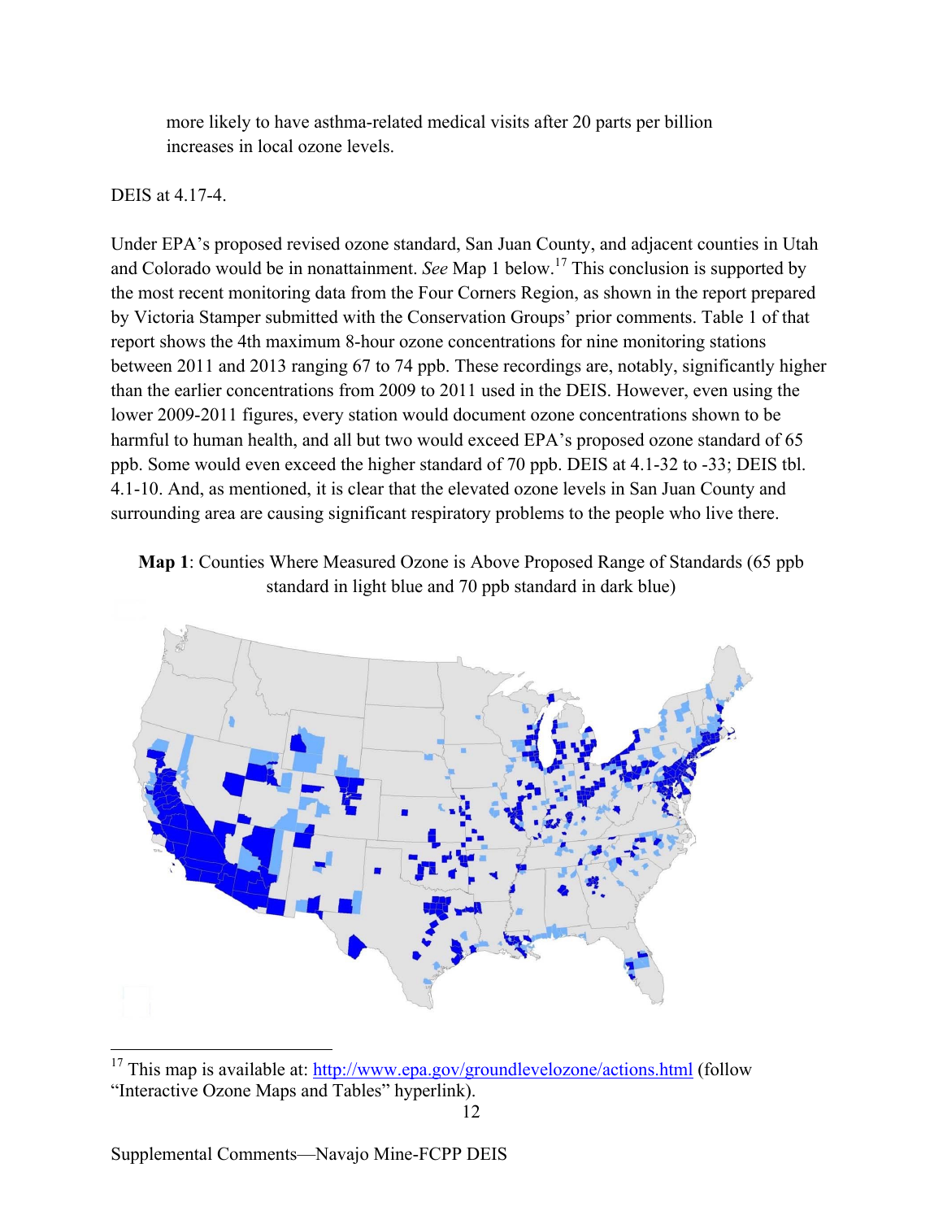more likely to have asthma-related medical visits after 20 parts per billion increases in local ozone levels.

DEIS at 4.17-4.

Under EPA's proposed revised ozone standard, San Juan County, and adjacent counties in Utah and Colorado would be in nonattainment. *See* Map 1 below.[17] This conclusion is supported by the most recent monitoring data from the Four Corners Region, as shown in the report prepared by Victoria Stamper submitted with the Conservation Groups' prior comments. Table 1 of that report shows the 4th maximum 8-hour ozone concentrations for nine monitoring stations between 2011 and 2013 ranging 67 to 74 ppb. These recordings are, notably, significantly higher than the earlier concentrations from 2009 to 2011 used in the DEIS. However, even using the lower 2009-2011 figures, every station would document ozone concentrations shown to be harmful to human health, and all but two would exceed EPA's proposed ozone standard of 65 ppb. Some would even exceed the higher standard of 70 ppb. DEIS at 4.1-32 to -33; DEIS tbl. 4.1-10. And, as mentioned, it is clear that the elevated ozone levels in San Juan County and surrounding area are causing significant respiratory problems to the people who live there.

**Map 1**: Counties Where Measured Ozone is Above Proposed Range of Standards (65 ppb standard in light blue and 70 ppb standard in dark blue)

[17] This map is available at: http://www.epa.gov/groundlevelozone/actions.html (follow "Interactive Ozone Maps and Tables" hyperlink).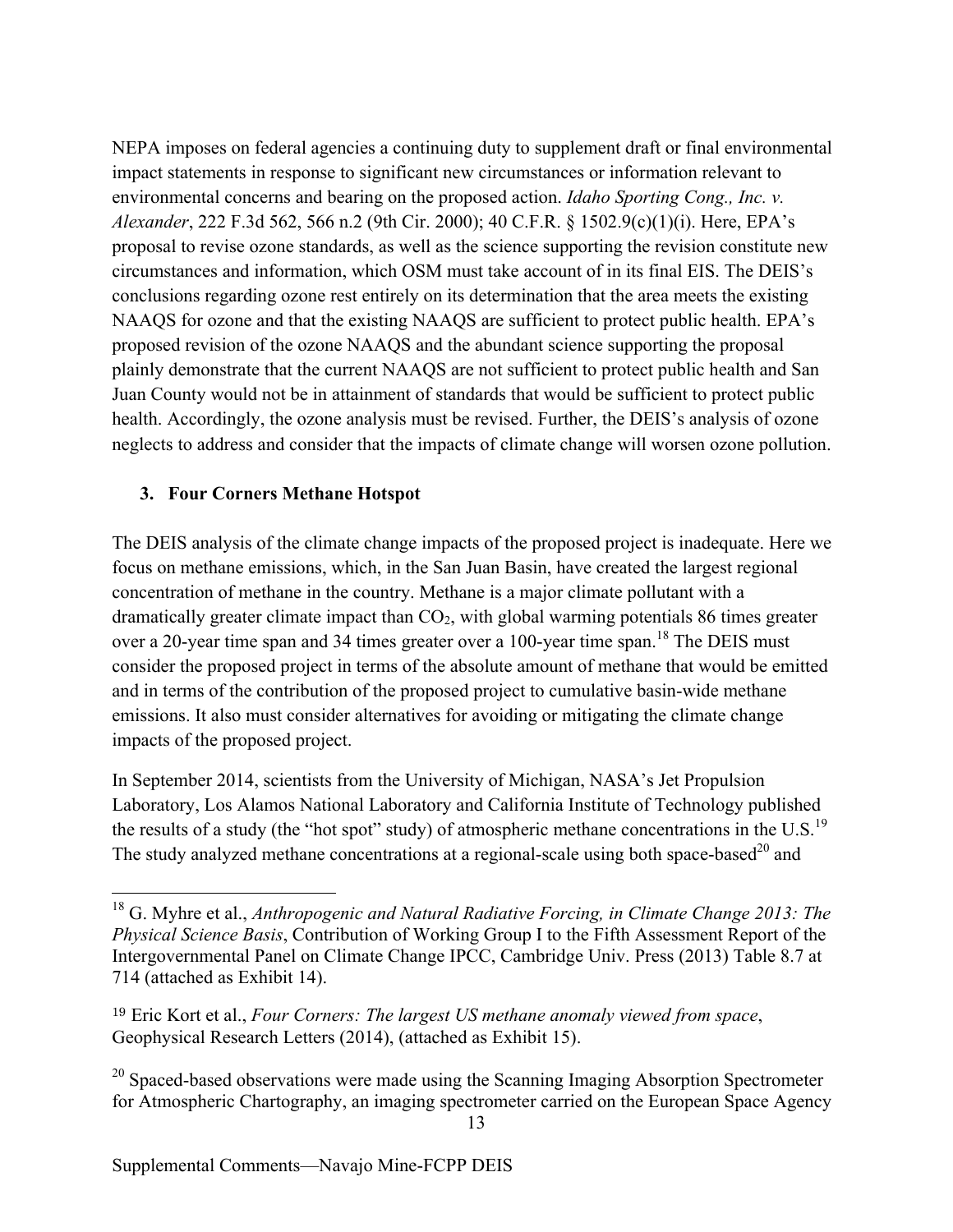NEPA imposes on federal agencies a continuing duty to supplement draft or final environmental impact statements in response to significant new circumstances or information relevant to environmental concerns and bearing on the proposed action. *Idaho Sporting Cong., Inc. v. Alexander*, 222 F.3d 562, 566 n.2 (9th Cir. 2000); 40 C.F.R. § 1502.9(c)(1)(i). Here, EPA's proposal to revise ozone standards, as well as the science supporting the revision constitute new circumstances and information, which OSM must take account of in its final EIS. The DEIS's conclusions regarding ozone rest entirely on its determination that the area meets the existing NAAQS for ozone and that the existing NAAQS are sufficient to protect public health. EPA's proposed revision of the ozone NAAQS and the abundant science supporting the proposal plainly demonstrate that the current NAAQS are not sufficient to protect public health and San Juan County would not be in attainment of standards that would be sufficient to protect public health. Accordingly, the ozone analysis must be revised. Further, the DEIS's analysis of ozone neglects to address and consider that the impacts of climate change will worsen ozone pollution.

### 3. Four Corners Methane Hotspot

The DEIS analysis of the climate change impacts of the proposed project is inadequate. Here we focus on methane emissions, which, in the San Juan Basin, have created the largest regional concentration of methane in the country. Methane is a major climate pollutant with a dramatically greater climate impact than $CO_2$, with global warming potentials 86 times greater over a 20-year time span and 34 times greater over a 100-year time span.[18] The DEIS must consider the proposed project in terms of the absolute amount of methane that would be emitted and in terms of the contribution of the proposed project to cumulative basin-wide methane emissions. It also must consider alternatives for avoiding or mitigating the climate change impacts of the proposed project.

In September 2014, scientists from the University of Michigan, NASA's Jet Propulsion Laboratory, Los Alamos National Laboratory and California Institute of Technology published the results of a study (the "hot spot" study) of atmospheric methane concentrations in the U.S.[19] The study analyzed methane concentrations at a regional-scale using both space-based[20] and

---

[18] G. Myhre et al., *Anthropogenic and Natural Radiative Forcing, in Climate Change 2013: The Physical Science Basis*, Contribution of Working Group I to the Fifth Assessment Report of the Intergovernmental Panel on Climate Change IPCC, Cambridge Univ. Press (2013) Table 8.7 at 714 (attached as Exhibit 14).

[19] Eric Kort et al., *Four Corners: The largest US methane anomaly viewed from space*, Geophysical Research Letters (2014), (attached as Exhibit 15).

[20] Spaced-based observations were made using the Scanning Imaging Absorption Spectrometer for Atmospheric Chartography, an imaging spectrometer carried on the European Space Agency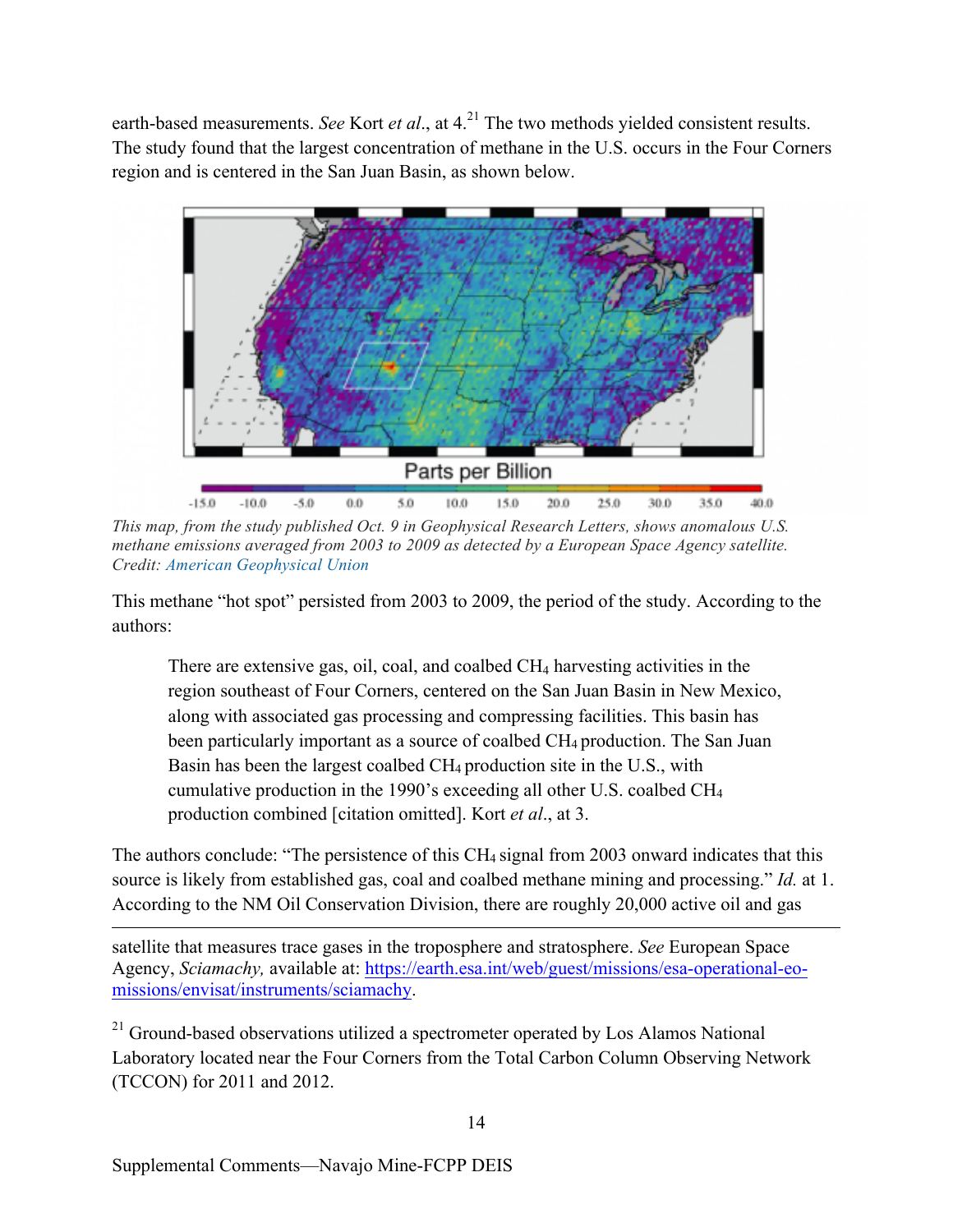earth-based measurements. *See* Kort *et al*., at 4.[21] The two methods yielded consistent results. The study found that the largest concentration of methane in the U.S. occurs in the Four Corners region and is centered in the San Juan Basin, as shown below.

*This map, from the study published Oct. 9 in Geophysical Research Letters, shows anomalous U.S. methane emissions averaged from 2003 to 2009 as detected by a European Space Agency satellite. Credit: American Geophysical Union*

This methane "hot spot" persisted from 2003 to 2009, the period of the study. According to the authors:

> There are extensive gas, oil, coal, and coalbed $CH_4$ harvesting activities in the region southeast of Four Corners, centered on the San Juan Basin in New Mexico, along with associated gas processing and compressing facilities. This basin has been particularly important as a source of coalbed $CH_4$ production. The San Juan Basin has been the largest coalbed $CH_4$ production site in the U.S., with cumulative production in the 1990's exceeding all other U.S. coalbed $CH_4$ production combined [citation omitted]. Kort *et al*., at 3.

The authors conclude: "The persistence of this $CH_4$ signal from 2003 onward indicates that this source is likely from established gas, coal and coalbed methane mining and processing." *Id.* at 1. According to the NM Oil Conservation Division, there are roughly 20,000 active oil and gas

---

satellite that measures trace gases in the troposphere and stratosphere. *See* European Space Agency, *Sciamachy,* available at: https://earth.esa.int/web/guest/missions/esa-operational-eo-missions/envisat/instruments/sciamachy.

[21] Ground-based observations utilized a spectrometer operated by Los Alamos National Laboratory located near the Four Corners from the Total Carbon Column Observing Network (TCCON) for 2011 and 2012.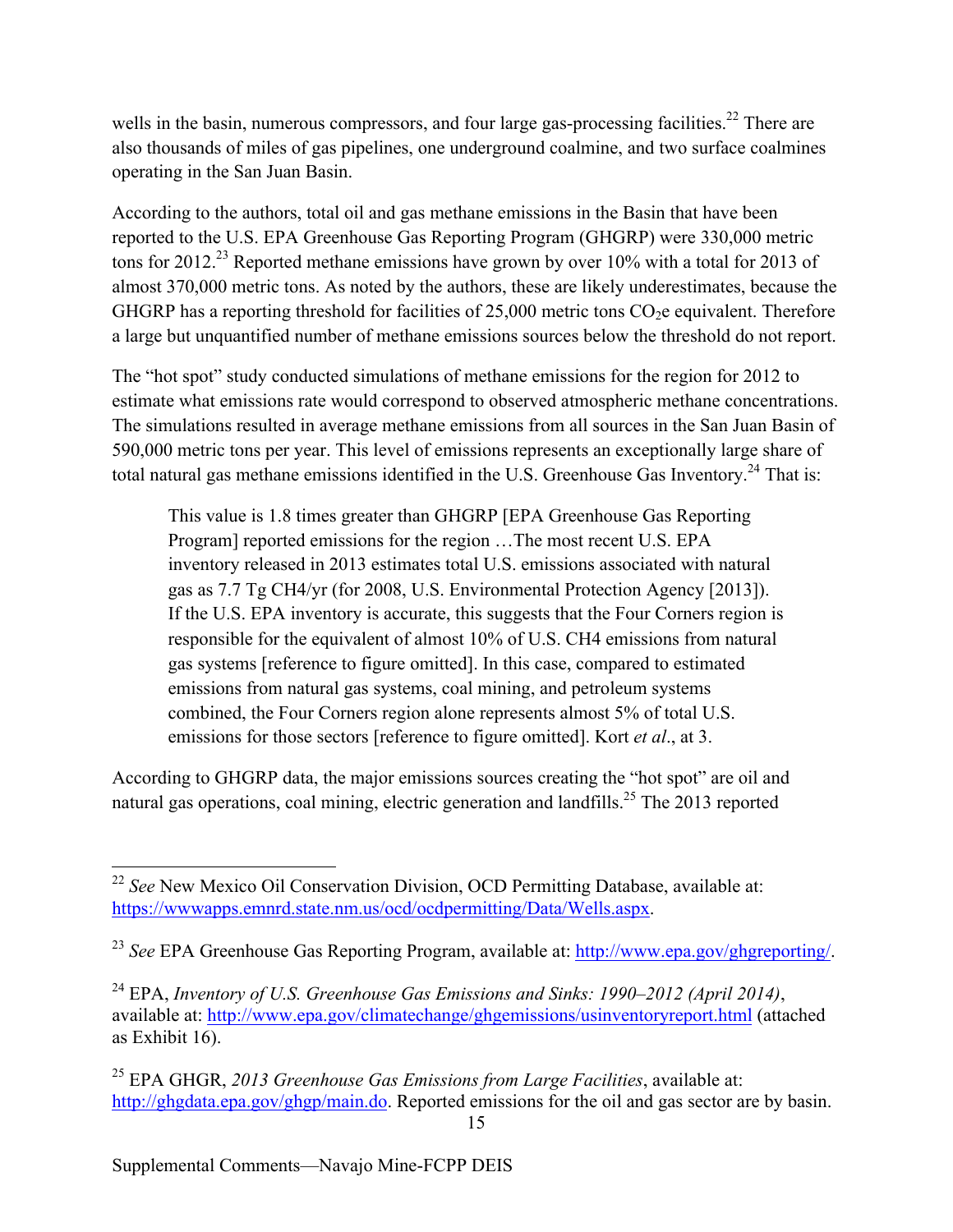wells in the basin, numerous compressors, and four large gas-processing facilities.[22] There are also thousands of miles of gas pipelines, one underground coalmine, and two surface coalmines operating in the San Juan Basin.

According to the authors, total oil and gas methane emissions in the Basin that have been reported to the U.S. EPA Greenhouse Gas Reporting Program (GHGRP) were 330,000 metric tons for 2012.[23] Reported methane emissions have grown by over 10% with a total for 2013 of almost 370,000 metric tons. As noted by the authors, these are likely underestimates, because the GHGRP has a reporting threshold for facilities of 25,000 metric tons $CO_2$e equivalent. Therefore a large but unquantified number of methane emissions sources below the threshold do not report.

The "hot spot" study conducted simulations of methane emissions for the region for 2012 to estimate what emissions rate would correspond to observed atmospheric methane concentrations. The simulations resulted in average methane emissions from all sources in the San Juan Basin of 590,000 metric tons per year. This level of emissions represents an exceptionally large share of total natural gas methane emissions identified in the U.S. Greenhouse Gas Inventory.[24] That is:

> This value is 1.8 times greater than GHGRP [EPA Greenhouse Gas Reporting Program] reported emissions for the region …The most recent U.S. EPA inventory released in 2013 estimates total U.S. emissions associated with natural gas as 7.7 Tg CH4/yr (for 2008, U.S. Environmental Protection Agency [2013]). If the U.S. EPA inventory is accurate, this suggests that the Four Corners region is responsible for the equivalent of almost 10% of U.S. CH4 emissions from natural gas systems [reference to figure omitted]. In this case, compared to estimated emissions from natural gas systems, coal mining, and petroleum systems combined, the Four Corners region alone represents almost 5% of total U.S. emissions for those sectors [reference to figure omitted]. Kort *et al*., at 3.

According to GHGRP data, the major emissions sources creating the "hot spot" are oil and natural gas operations, coal mining, electric generation and landfills.[25] The 2013 reported

---

[22] *See* New Mexico Oil Conservation Division, OCD Permitting Database, available at: https://wwwapps.emnrd.state.nm.us/ocd/ocdpermitting/Data/Wells.aspx.

[23] *See* EPA Greenhouse Gas Reporting Program, available at: http://www.epa.gov/ghgreporting/.

[24] EPA, *Inventory of U.S. Greenhouse Gas Emissions and Sinks: 1990–2012 (April 2014)*, available at: http://www.epa.gov/climatechange/ghgemissions/usinventoryreport.html (attached as Exhibit 16).

[25] EPA GHGR, *2013 Greenhouse Gas Emissions from Large Facilities*, available at: http://ghgdata.epa.gov/ghgp/main.do. Reported emissions for the oil and gas sector are by basin.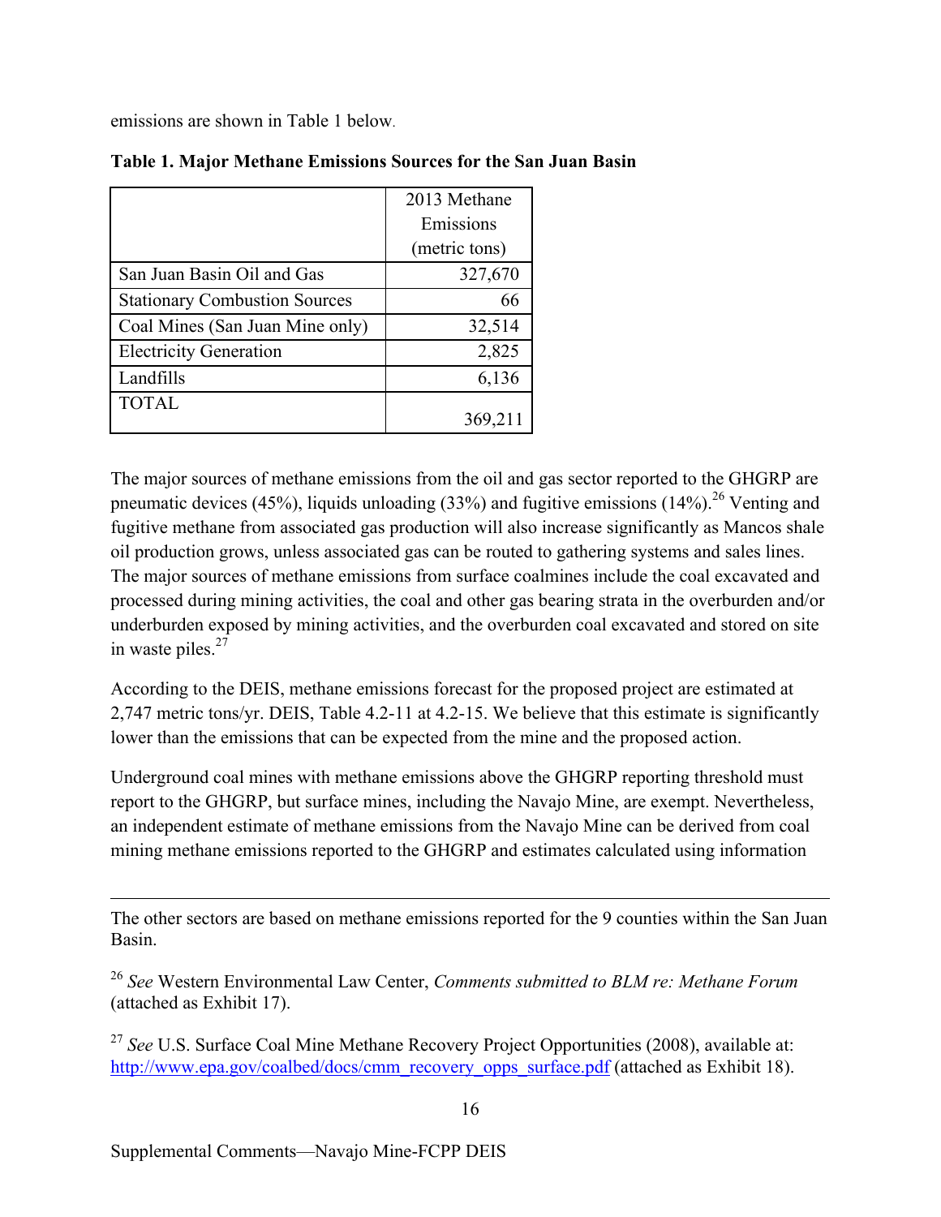emissions are shown in Table 1 below.

**Table 1. Major Methane Emissions Sources for the San Juan Basin**

| | 2013 Methane Emissions (metric tons) |
|---|---:|
| San Juan Basin Oil and Gas | 327,670 |
| Stationary Combustion Sources | 66 |
| Coal Mines (San Juan Mine only) | 32,514 |
| Electricity Generation | 2,825 |
| Landfills | 6,136 |
| TOTAL | 369,211 |

The major sources of methane emissions from the oil and gas sector reported to the GHGRP are pneumatic devices (45%), liquids unloading (33%) and fugitive emissions (14%).[26] Venting and fugitive methane from associated gas production will also increase significantly as Mancos shale oil production grows, unless associated gas can be routed to gathering systems and sales lines. The major sources of methane emissions from surface coalmines include the coal excavated and processed during mining activities, the coal and other gas bearing strata in the overburden and/or underburden exposed by mining activities, and the overburden coal excavated and stored on site in waste piles.[27]

According to the DEIS, methane emissions forecast for the proposed project are estimated at 2,747 metric tons/yr. DEIS, Table 4.2-11 at 4.2-15. We believe that this estimate is significantly lower than the emissions that can be expected from the mine and the proposed action.

Underground coal mines with methane emissions above the GHGRP reporting threshold must report to the GHGRP, but surface mines, including the Navajo Mine, are exempt. Nevertheless, an independent estimate of methane emissions from the Navajo Mine can be derived from coal mining methane emissions reported to the GHGRP and estimates calculated using information

---

The other sectors are based on methane emissions reported for the 9 counties within the San Juan Basin.

[26] *See* Western Environmental Law Center, *Comments submitted to BLM re: Methane Forum* (attached as Exhibit 17).

[27] *See* U.S. Surface Coal Mine Methane Recovery Project Opportunities (2008), available at: http://www.epa.gov/coalbed/docs/cmm_recovery_opps_surface.pdf (attached as Exhibit 18).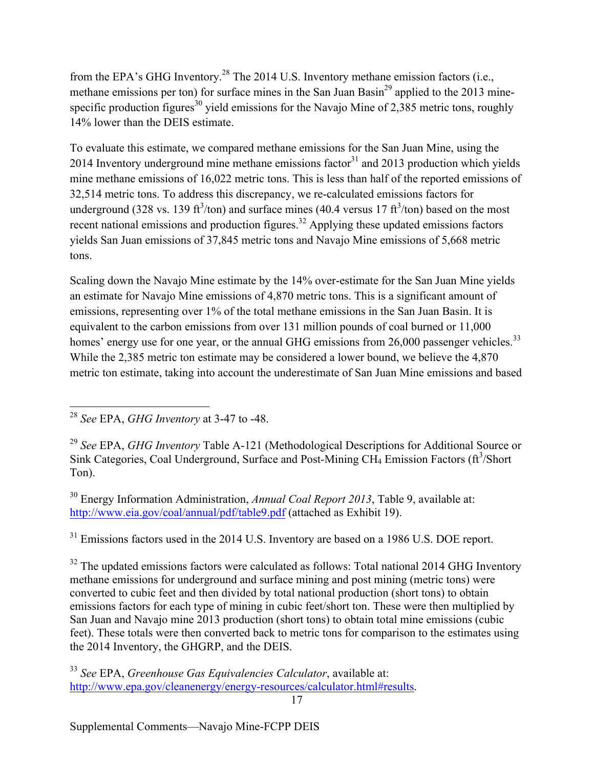from the EPA's GHG Inventory.[28] The 2014 U.S. Inventory methane emission factors (i.e., methane emissions per ton) for surface mines in the San Juan Basin[29] applied to the 2013 mine-specific production figures[30] yield emissions for the Navajo Mine of 2,385 metric tons, roughly 14% lower than the DEIS estimate.

To evaluate this estimate, we compared methane emissions for the San Juan Mine, using the 2014 Inventory underground mine methane emissions factor[31] and 2013 production which yields mine methane emissions of 16,022 metric tons. This is less than half of the reported emissions of 32,514 metric tons. To address this discrepancy, we re-calculated emissions factors for underground (328 vs. 139 $ft^3$/ton) and surface mines (40.4 versus 17 $ft^3$/ton) based on the most recent national emissions and production figures.[32] Applying these updated emissions factors yields San Juan emissions of 37,845 metric tons and Navajo Mine emissions of 5,668 metric tons.

Scaling down the Navajo Mine estimate by the 14% over-estimate for the San Juan Mine yields an estimate for Navajo Mine emissions of 4,870 metric tons. This is a significant amount of emissions, representing over 1% of the total methane emissions in the San Juan Basin. It is equivalent to the carbon emissions from over 131 million pounds of coal burned or 11,000 homes' energy use for one year, or the annual GHG emissions from 26,000 passenger vehicles.[33] While the 2,385 metric ton estimate may be considered a lower bound, we believe the 4,870 metric ton estimate, taking into account the underestimate of San Juan Mine emissions and based

---

[28] *See* EPA, *GHG Inventory* at 3-47 to -48.

[29] *See* EPA, *GHG Inventory* Table A-121 (Methodological Descriptions for Additional Source or Sink Categories, Coal Underground, Surface and Post-Mining $CH_4$ Emission Factors ($ft^3$/Short Ton).

[30] Energy Information Administration, *Annual Coal Report 2013*, Table 9, available at: http://www.eia.gov/coal/annual/pdf/table9.pdf (attached as Exhibit 19).

[31] Emissions factors used in the 2014 U.S. Inventory are based on a 1986 U.S. DOE report.

[32] The updated emissions factors were calculated as follows: Total national 2014 GHG Inventory methane emissions for underground and surface mining and post mining (metric tons) were converted to cubic feet and then divided by total national production (short tons) to obtain emissions factors for each type of mining in cubic feet/short ton. These were then multiplied by San Juan and Navajo mine 2013 production (short tons) to obtain total mine emissions (cubic feet). These totals were then converted back to metric tons for comparison to the estimates using the 2014 Inventory, the GHGRP, and the DEIS.

[33] *See* EPA, *Greenhouse Gas Equivalencies Calculator*, available at: http://www.epa.gov/cleanenergy/energy-resources/calculator.html#results.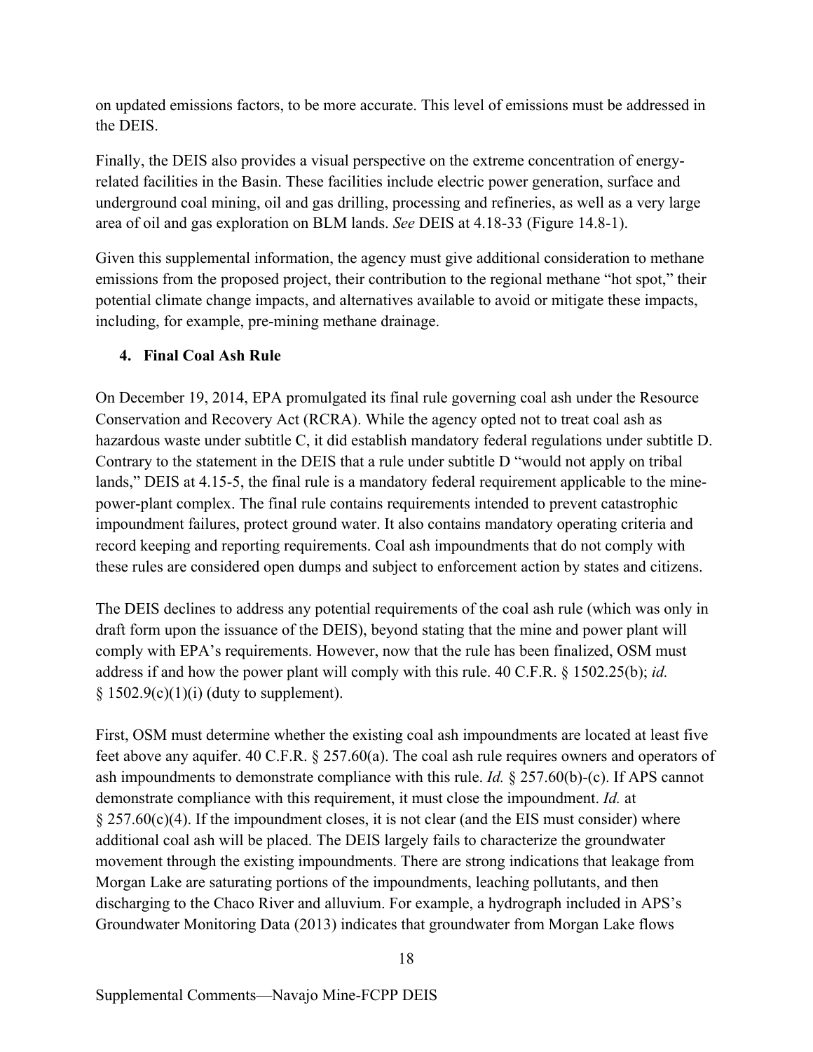on updated emissions factors, to be more accurate. This level of emissions must be addressed in the DEIS.

Finally, the DEIS also provides a visual perspective on the extreme concentration of energy-related facilities in the Basin. These facilities include electric power generation, surface and underground coal mining, oil and gas drilling, processing and refineries, as well as a very large area of oil and gas exploration on BLM lands. *See* DEIS at 4.18-33 (Figure 14.8-1).

Given this supplemental information, the agency must give additional consideration to methane emissions from the proposed project, their contribution to the regional methane "hot spot," their potential climate change impacts, and alternatives available to avoid or mitigate these impacts, including, for example, pre-mining methane drainage.

## 4. Final Coal Ash Rule

On December 19, 2014, EPA promulgated its final rule governing coal ash under the Resource Conservation and Recovery Act (RCRA). While the agency opted not to treat coal ash as hazardous waste under subtitle C, it did establish mandatory federal regulations under subtitle D. Contrary to the statement in the DEIS that a rule under subtitle D "would not apply on tribal lands," DEIS at 4.15-5, the final rule is a mandatory federal requirement applicable to the mine-power-plant complex. The final rule contains requirements intended to prevent catastrophic impoundment failures, protect ground water. It also contains mandatory operating criteria and record keeping and reporting requirements. Coal ash impoundments that do not comply with these rules are considered open dumps and subject to enforcement action by states and citizens.

The DEIS declines to address any potential requirements of the coal ash rule (which was only in draft form upon the issuance of the DEIS), beyond stating that the mine and power plant will comply with EPA's requirements. However, now that the rule has been finalized, OSM must address if and how the power plant will comply with this rule. 40 C.F.R. § 1502.25(b); *id.* § 1502.9(c)(1)(i) (duty to supplement).

First, OSM must determine whether the existing coal ash impoundments are located at least five feet above any aquifer. 40 C.F.R. § 257.60(a). The coal ash rule requires owners and operators of ash impoundments to demonstrate compliance with this rule. *Id.* § 257.60(b)-(c). If APS cannot demonstrate compliance with this requirement, it must close the impoundment. *Id.* at § 257.60(c)(4). If the impoundment closes, it is not clear (and the EIS must consider) where additional coal ash will be placed. The DEIS largely fails to characterize the groundwater movement through the existing impoundments. There are strong indications that leakage from Morgan Lake are saturating portions of the impoundments, leaching pollutants, and then discharging to the Chaco River and alluvium. For example, a hydrograph included in APS's Groundwater Monitoring Data (2013) indicates that groundwater from Morgan Lake flows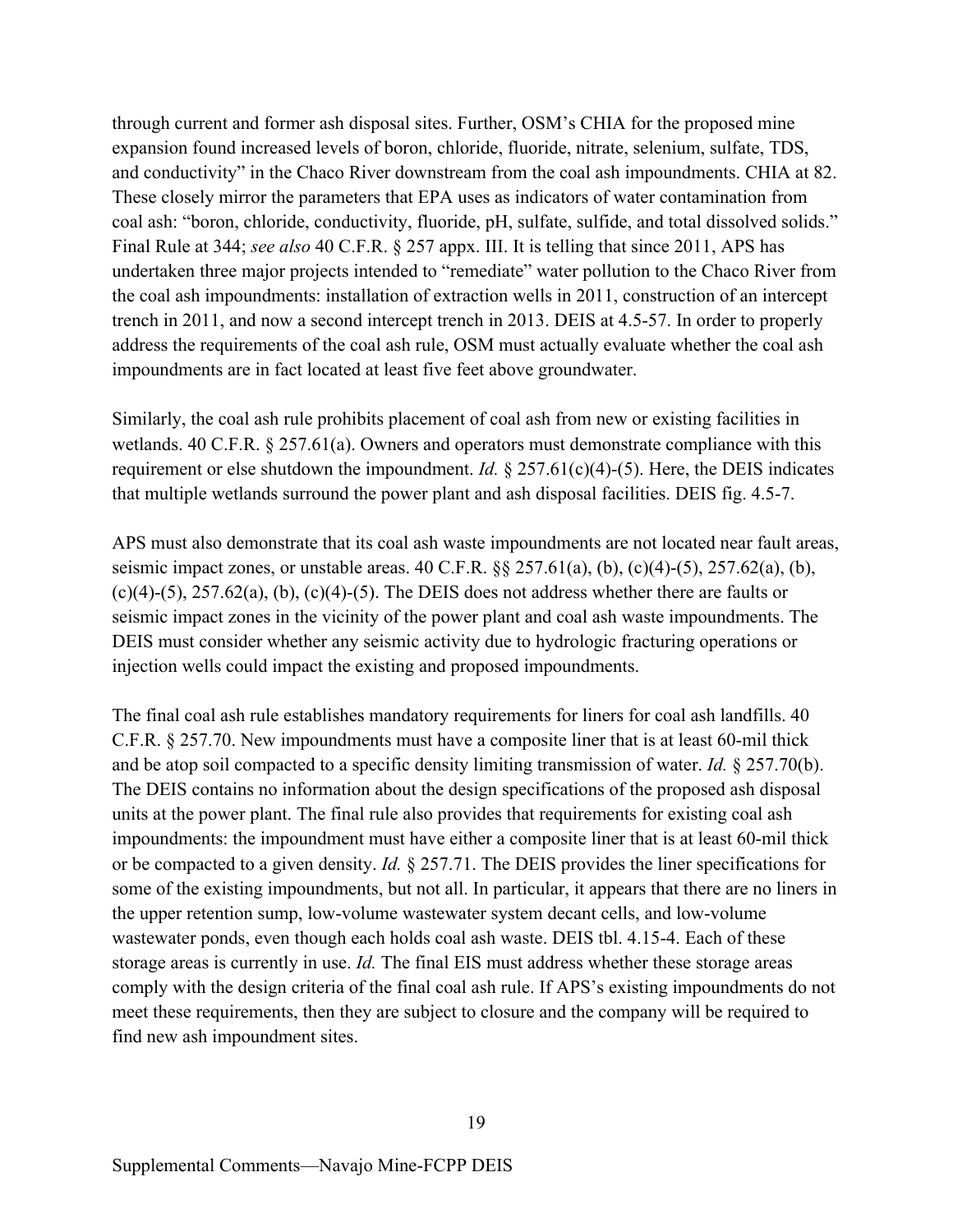through current and former ash disposal sites. Further, OSM's CHIA for the proposed mine expansion found increased levels of boron, chloride, fluoride, nitrate, selenium, sulfate, TDS, and conductivity" in the Chaco River downstream from the coal ash impoundments. CHIA at 82. These closely mirror the parameters that EPA uses as indicators of water contamination from coal ash: "boron, chloride, conductivity, fluoride, pH, sulfate, sulfide, and total dissolved solids." Final Rule at 344; *see also* 40 C.F.R. § 257 appx. III. It is telling that since 2011, APS has undertaken three major projects intended to "remediate" water pollution to the Chaco River from the coal ash impoundments: installation of extraction wells in 2011, construction of an intercept trench in 2011, and now a second intercept trench in 2013. DEIS at 4.5-57. In order to properly address the requirements of the coal ash rule, OSM must actually evaluate whether the coal ash impoundments are in fact located at least five feet above groundwater.

Similarly, the coal ash rule prohibits placement of coal ash from new or existing facilities in wetlands. 40 C.F.R. § 257.61(a). Owners and operators must demonstrate compliance with this requirement or else shutdown the impoundment. *Id.* § 257.61(c)(4)-(5). Here, the DEIS indicates that multiple wetlands surround the power plant and ash disposal facilities. DEIS fig. 4.5-7.

APS must also demonstrate that its coal ash waste impoundments are not located near fault areas, seismic impact zones, or unstable areas. 40 C.F.R. §§ 257.61(a), (b), (c)(4)-(5), 257.62(a), (b), (c)(4)-(5), 257.62(a), (b), (c)(4)-(5). The DEIS does not address whether there are faults or seismic impact zones in the vicinity of the power plant and coal ash waste impoundments. The DEIS must consider whether any seismic activity due to hydrologic fracturing operations or injection wells could impact the existing and proposed impoundments.

The final coal ash rule establishes mandatory requirements for liners for coal ash landfills. 40 C.F.R. § 257.70. New impoundments must have a composite liner that is at least 60-mil thick and be atop soil compacted to a specific density limiting transmission of water. *Id.* § 257.70(b). The DEIS contains no information about the design specifications of the proposed ash disposal units at the power plant. The final rule also provides that requirements for existing coal ash impoundments: the impoundment must have either a composite liner that is at least 60-mil thick or be compacted to a given density. *Id.* § 257.71. The DEIS provides the liner specifications for some of the existing impoundments, but not all. In particular, it appears that there are no liners in the upper retention sump, low-volume wastewater system decant cells, and low-volume wastewater ponds, even though each holds coal ash waste. DEIS tbl. 4.15-4. Each of these storage areas is currently in use. *Id.* The final EIS must address whether these storage areas comply with the design criteria of the final coal ash rule. If APS's existing impoundments do not meet these requirements, then they are subject to closure and the company will be required to find new ash impoundment sites.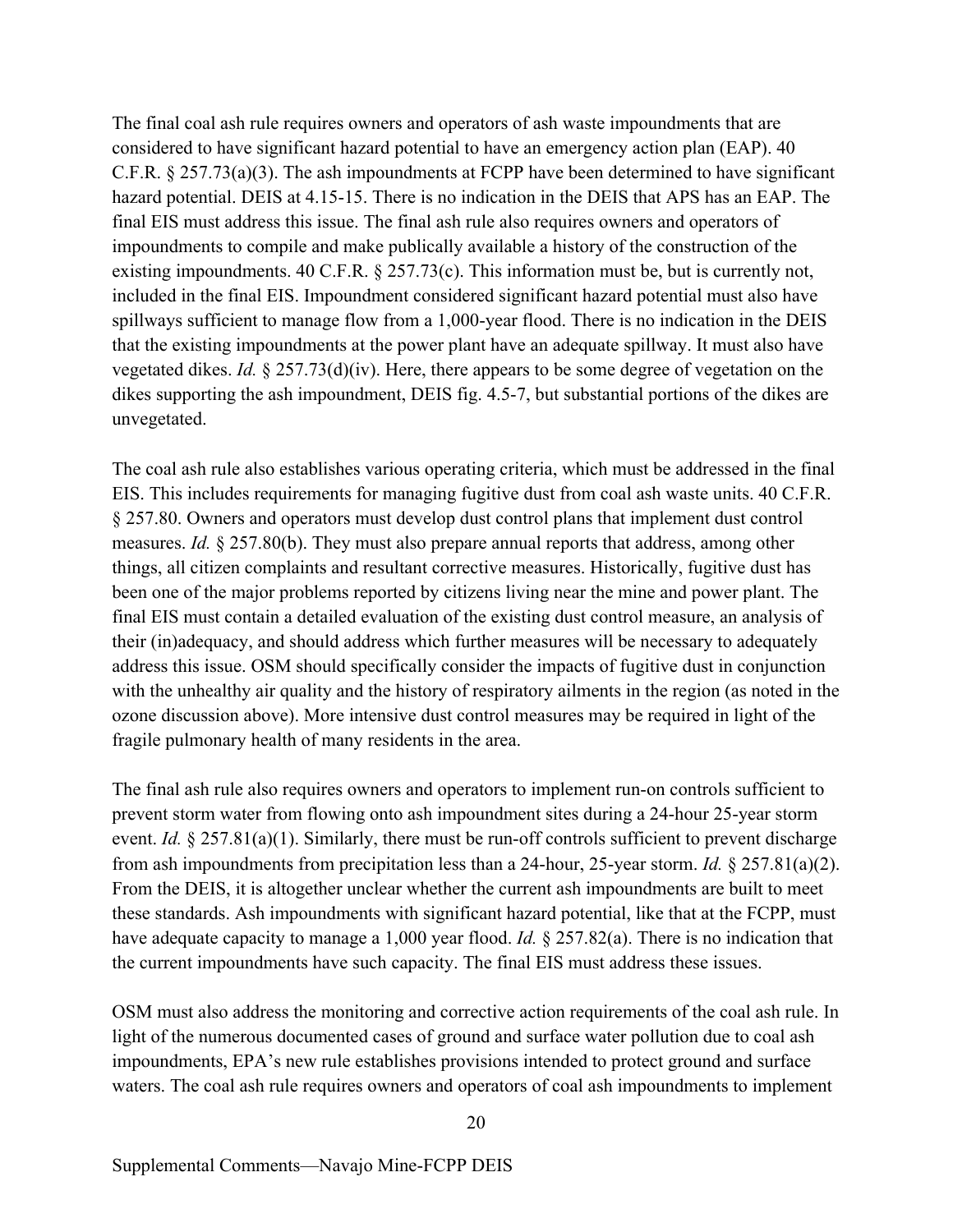The final coal ash rule requires owners and operators of ash waste impoundments that are considered to have significant hazard potential to have an emergency action plan (EAP). 40 C.F.R. § 257.73(a)(3). The ash impoundments at FCPP have been determined to have significant hazard potential. DEIS at 4.15-15. There is no indication in the DEIS that APS has an EAP. The final EIS must address this issue. The final ash rule also requires owners and operators of impoundments to compile and make publically available a history of the construction of the existing impoundments. 40 C.F.R. § 257.73(c). This information must be, but is currently not, included in the final EIS. Impoundment considered significant hazard potential must also have spillways sufficient to manage flow from a 1,000-year flood. There is no indication in the DEIS that the existing impoundments at the power plant have an adequate spillway. It must also have vegetated dikes. *Id.* § 257.73(d)(iv). Here, there appears to be some degree of vegetation on the dikes supporting the ash impoundment, DEIS fig. 4.5-7, but substantial portions of the dikes are unvegetated.

The coal ash rule also establishes various operating criteria, which must be addressed in the final EIS. This includes requirements for managing fugitive dust from coal ash waste units. 40 C.F.R. § 257.80. Owners and operators must develop dust control plans that implement dust control measures. *Id.* § 257.80(b). They must also prepare annual reports that address, among other things, all citizen complaints and resultant corrective measures. Historically, fugitive dust has been one of the major problems reported by citizens living near the mine and power plant. The final EIS must contain a detailed evaluation of the existing dust control measure, an analysis of their (in)adequacy, and should address which further measures will be necessary to adequately address this issue. OSM should specifically consider the impacts of fugitive dust in conjunction with the unhealthy air quality and the history of respiratory ailments in the region (as noted in the ozone discussion above). More intensive dust control measures may be required in light of the fragile pulmonary health of many residents in the area.

The final ash rule also requires owners and operators to implement run-on controls sufficient to prevent storm water from flowing onto ash impoundment sites during a 24-hour 25-year storm event. *Id.* § 257.81(a)(1). Similarly, there must be run-off controls sufficient to prevent discharge from ash impoundments from precipitation less than a 24-hour, 25-year storm. *Id.* § 257.81(a)(2). From the DEIS, it is altogether unclear whether the current ash impoundments are built to meet these standards. Ash impoundments with significant hazard potential, like that at the FCPP, must have adequate capacity to manage a 1,000 year flood. *Id.* § 257.82(a). There is no indication that the current impoundments have such capacity. The final EIS must address these issues.

OSM must also address the monitoring and corrective action requirements of the coal ash rule. In light of the numerous documented cases of ground and surface water pollution due to coal ash impoundments, EPA's new rule establishes provisions intended to protect ground and surface waters. The coal ash rule requires owners and operators of coal ash impoundments to implement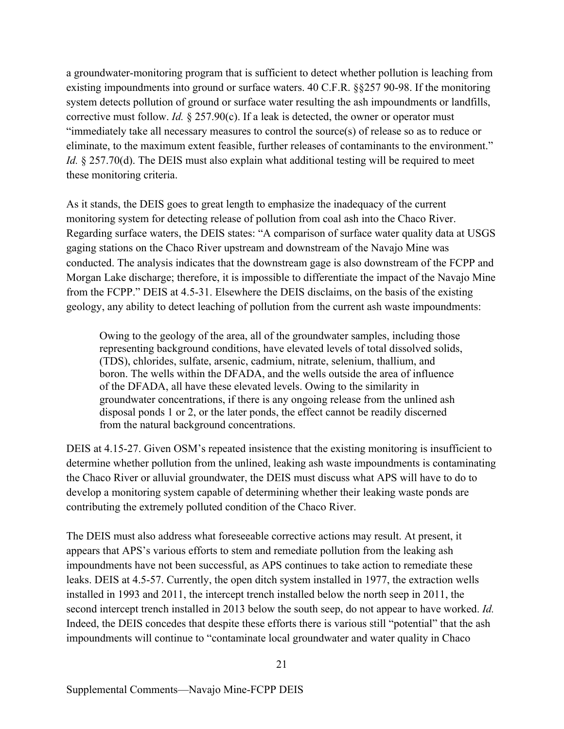a groundwater-monitoring program that is sufficient to detect whether pollution is leaching from existing impoundments into ground or surface waters. 40 C.F.R. §§257 90-98. If the monitoring system detects pollution of ground or surface water resulting the ash impoundments or landfills, corrective must follow. *Id.* § 257.90(c). If a leak is detected, the owner or operator must "immediately take all necessary measures to control the source(s) of release so as to reduce or eliminate, to the maximum extent feasible, further releases of contaminants to the environment." *Id.* § 257.70(d). The DEIS must also explain what additional testing will be required to meet these monitoring criteria.

As it stands, the DEIS goes to great length to emphasize the inadequacy of the current monitoring system for detecting release of pollution from coal ash into the Chaco River. Regarding surface waters, the DEIS states: "A comparison of surface water quality data at USGS gaging stations on the Chaco River upstream and downstream of the Navajo Mine was conducted. The analysis indicates that the downstream gage is also downstream of the FCPP and Morgan Lake discharge; therefore, it is impossible to differentiate the impact of the Navajo Mine from the FCPP." DEIS at 4.5-31. Elsewhere the DEIS disclaims, on the basis of the existing geology, any ability to detect leaching of pollution from the current ash waste impoundments:

> Owing to the geology of the area, all of the groundwater samples, including those representing background conditions, have elevated levels of total dissolved solids, (TDS), chlorides, sulfate, arsenic, cadmium, nitrate, selenium, thallium, and boron. The wells within the DFADA, and the wells outside the area of influence of the DFADA, all have these elevated levels. Owing to the similarity in groundwater concentrations, if there is any ongoing release from the unlined ash disposal ponds 1 or 2, or the later ponds, the effect cannot be readily discerned from the natural background concentrations.

DEIS at 4.15-27. Given OSM's repeated insistence that the existing monitoring is insufficient to determine whether pollution from the unlined, leaking ash waste impoundments is contaminating the Chaco River or alluvial groundwater, the DEIS must discuss what APS will have to do to develop a monitoring system capable of determining whether their leaking waste ponds are contributing the extremely polluted condition of the Chaco River.

The DEIS must also address what foreseeable corrective actions may result. At present, it appears that APS's various efforts to stem and remediate pollution from the leaking ash impoundments have not been successful, as APS continues to take action to remediate these leaks. DEIS at 4.5-57. Currently, the open ditch system installed in 1977, the extraction wells installed in 1993 and 2011, the intercept trench installed below the north seep in 2011, the second intercept trench installed in 2013 below the south seep, do not appear to have worked. *Id.* Indeed, the DEIS concedes that despite these efforts there is various still "potential" that the ash impoundments will continue to "contaminate local groundwater and water quality in Chaco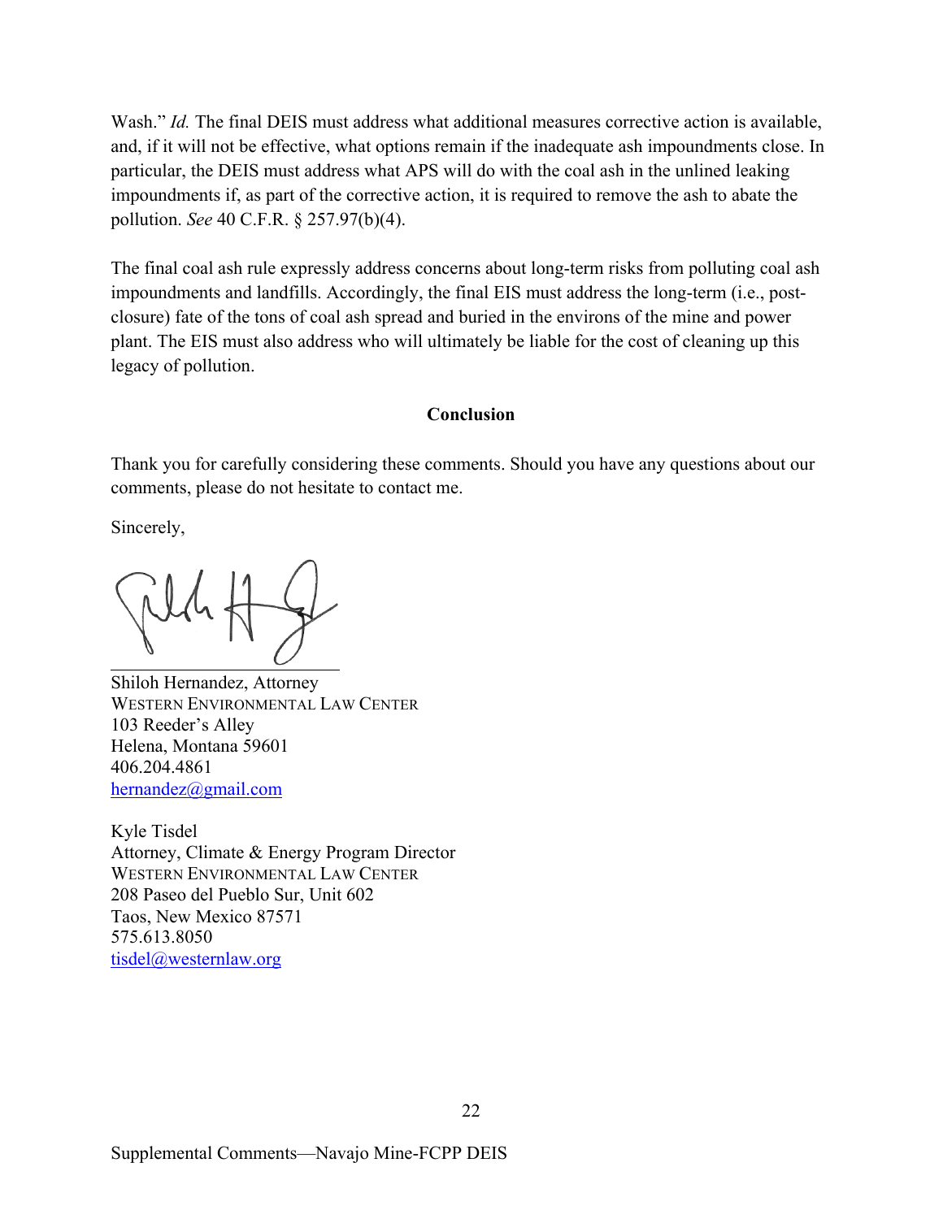Wash." *Id.* The final DEIS must address what additional measures corrective action is available, and, if it will not be effective, what options remain if the inadequate ash impoundments close. In particular, the DEIS must address what APS will do with the coal ash in the unlined leaking impoundments if, as part of the corrective action, it is required to remove the ash to abate the pollution. *See* 40 C.F.R. § 257.97(b)(4).

The final coal ash rule expressly address concerns about long-term risks from polluting coal ash impoundments and landfills. Accordingly, the final EIS must address the long-term (i.e., post-closure) fate of the tons of coal ash spread and buried in the environs of the mine and power plant. The EIS must also address who will ultimately be liable for the cost of cleaning up this legacy of pollution.

**Conclusion**

Thank you for carefully considering these comments. Should you have any questions about our comments, please do not hesitate to contact me.

Sincerely,

Shiloh Hernandez, Attorney
WESTERN ENVIRONMENTAL LAW CENTER
103 Reeder's Alley
Helena, Montana 59601
406.204.4861
hernandez@gmail.com

Kyle Tisdel
Attorney, Climate & Energy Program Director
WESTERN ENVIRONMENTAL LAW CENTER
208 Paseo del Pueblo Sur, Unit 602
Taos, New Mexico 87571
575.613.8050
tisdel@westernlaw.org